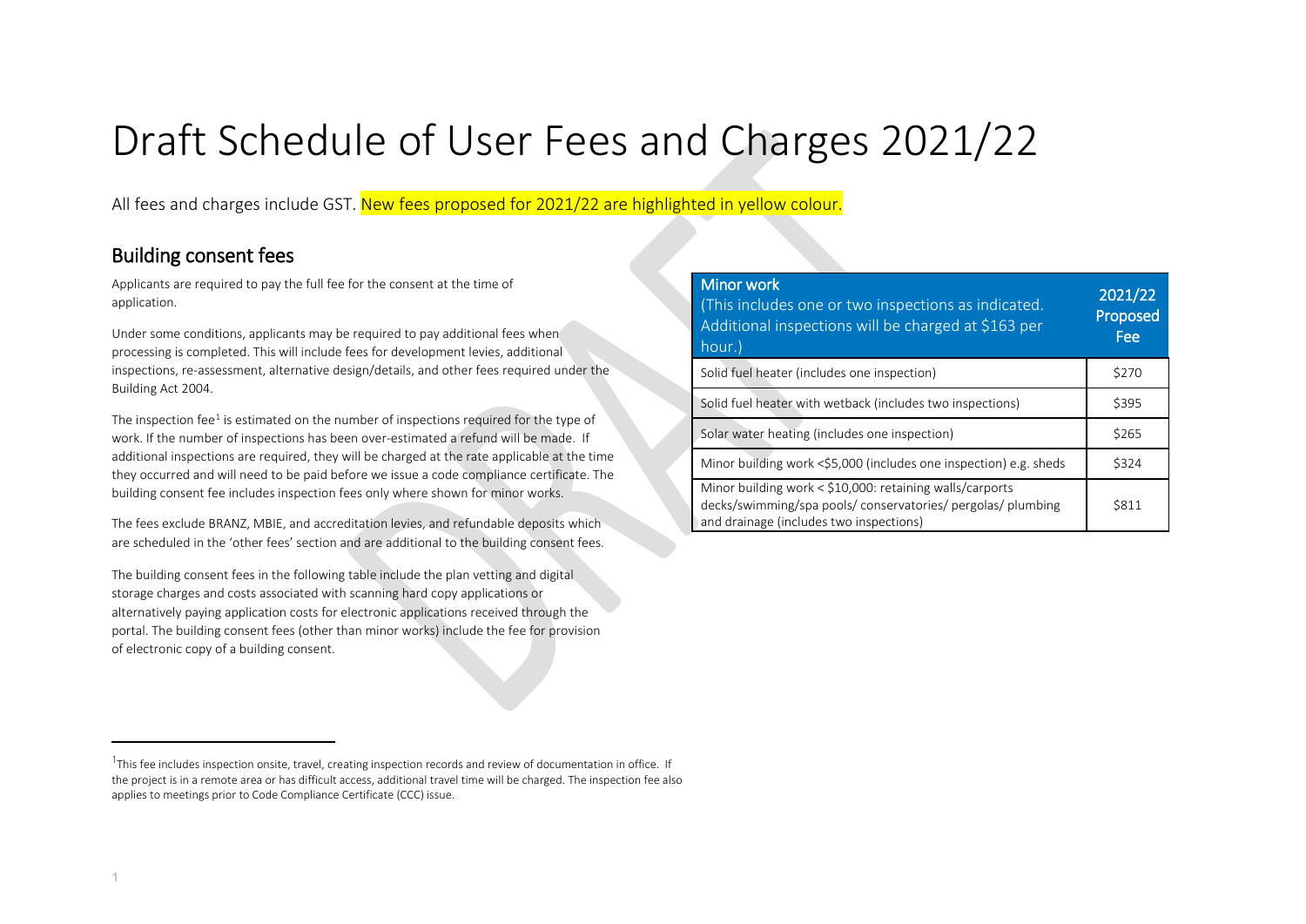# Draft Schedule of User Fees and Charges 2021/22

All fees and charges include GST. New fees proposed for 2021/22 are highlighted in yellow colour.

## Building consent fees

Applicants are required to pay the full fee for the consent at the time of application.

Under some conditions, applicants may be required to pay additional fees when processing is completed. This will include fees for development levies, additional inspections, re-assessment, alternative design/details, and other fees required under the Building Act 2004.

The inspection fee[1] is estimated on the number of inspections required for the type of work. If the number of inspections has been over-estimated a refund will be made. If additional inspections are required, they will be charged at the rate applicable at the time they occurred and will need to be paid before we issue a code compliance certificate. The building consent fee includes inspection fees only where shown for minor works.

The fees exclude BRANZ, MBIE, and accreditation levies, and refundable deposits which are scheduled in the 'other fees' section and are additional to the building consent fees.

The building consent fees in the following table include the plan vetting and digital storage charges and costs associated with scanning hard copy applications or alternatively paying application costs for electronic applications received through the portal. The building consent fees (other than minor works) include the fee for provision of electronic copy of a building consent.

| Minor work (This includes one or two inspections as indicated. Additional inspections will be charged at $163 per hour.) | 2021/22 Proposed Fee |
|---|---|
| Solid fuel heater (includes one inspection) | $270 |
| Solid fuel heater with wetback (includes two inspections) | $395 |
| Solar water heating (includes one inspection) | $265 |
| Minor building work <$5,000 (includes one inspection) e.g. sheds | $324 |
| Minor building work < $10,000: retaining walls/carports decks/swimming/spa pools/ conservatories/ pergolas/ plumbing and drainage (includes two inspections) | $811 |

[1] This fee includes inspection onsite, travel, creating inspection records and review of documentation in office. If the project is in a remote area or has difficult access, additional travel time will be charged. The inspection fee also applies to meetings prior to Code Compliance Certificate (CCC) issue.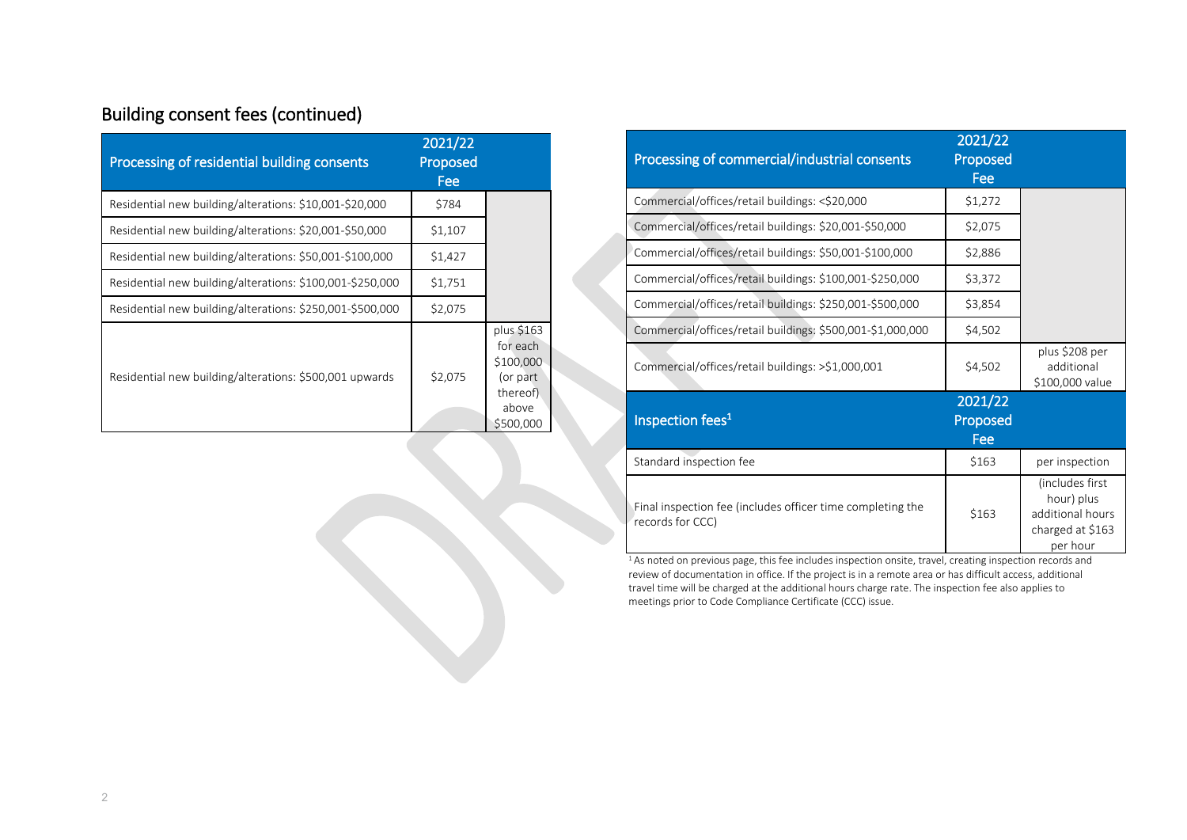## Building consent fees (continued)

| Processing of residential building consents | 2021/22 Proposed Fee | |
|---|---|---|
| Residential new building/alterations: $10,001-$20,000 | $784 | |
| Residential new building/alterations: $20,001-$50,000 | $1,107 | |
| Residential new building/alterations: $50,001-$100,000 | $1,427 | |
| Residential new building/alterations: $100,001-$250,000 | $1,751 | |
| Residential new building/alterations: $250,001-$500,000 | $2,075 | |
| Residential new building/alterations: $500,001 upwards | $2,075 | plus $163 for each $100,000 (or part thereof) above $500,000 |

| Processing of commercial/industrial consents | 2021/22 Proposed Fee | |
|---|---|---|
| Commercial/offices/retail buildings: <$20,000 | $1,272 | |
| Commercial/offices/retail buildings: $20,001-$50,000 | $2,075 | |
| Commercial/offices/retail buildings: $50,001-$100,000 | $2,886 | |
| Commercial/offices/retail buildings: $100,001-$250,000 | $3,372 | |
| Commercial/offices/retail buildings: $250,001-$500,000 | $3,854 | |
| Commercial/offices/retail buildings: $500,001-$1,000,000 | $4,502 | |
| Commercial/offices/retail buildings: >$1,000,001 | $4,502 | plus $208 per additional $100,000 value |

| Inspection fees[1] | 2021/22 Proposed Fee | |
|---|---|---|
| Standard inspection fee | $163 | per inspection |
| Final inspection fee (includes officer time completing the records for CCC) | $163 | (includes first hour) plus additional hours charged at $163 per hour |

[1] As noted on previous page, this fee includes inspection onsite, travel, creating inspection records and review of documentation in office. If the project is in a remote area or has difficult access, additional travel time will be charged at the additional hours charge rate. The inspection fee also applies to meetings prior to Code Compliance Certificate (CCC) issue.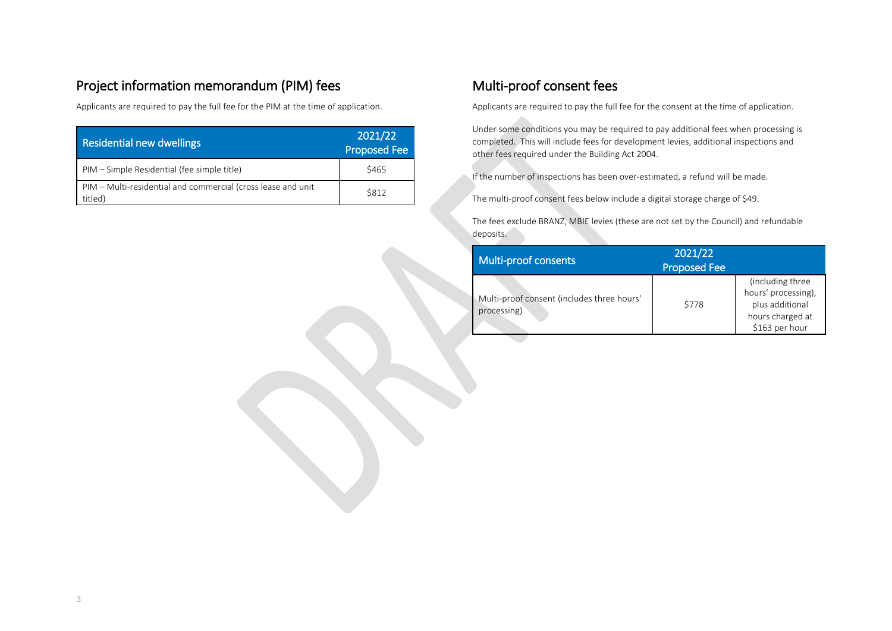## Project information memorandum (PIM) fees

Applicants are required to pay the full fee for the PIM at the time of application.

| Residential new dwellings | 2021/22 Proposed Fee |
|---|---|
| PIM – Simple Residential (fee simple title) | $465 |
| PIM – Multi-residential and commercial (cross lease and unit titled) | $812 |

## Multi-proof consent fees

Applicants are required to pay the full fee for the consent at the time of application.

Under some conditions you may be required to pay additional fees when processing is completed. This will include fees for development levies, additional inspections and other fees required under the Building Act 2004.

If the number of inspections has been over-estimated, a refund will be made.

The multi-proof consent fees below include a digital storage charge of $49.

The fees exclude BRANZ, MBIE levies (these are not set by the Council) and refundable deposits.

| Multi-proof consents | 2021/22 Proposed Fee | |
|---|---|---|
| Multi-proof consent (includes three hours' processing) | $778 | (including three hours' processing), plus additional hours charged at $163 per hour |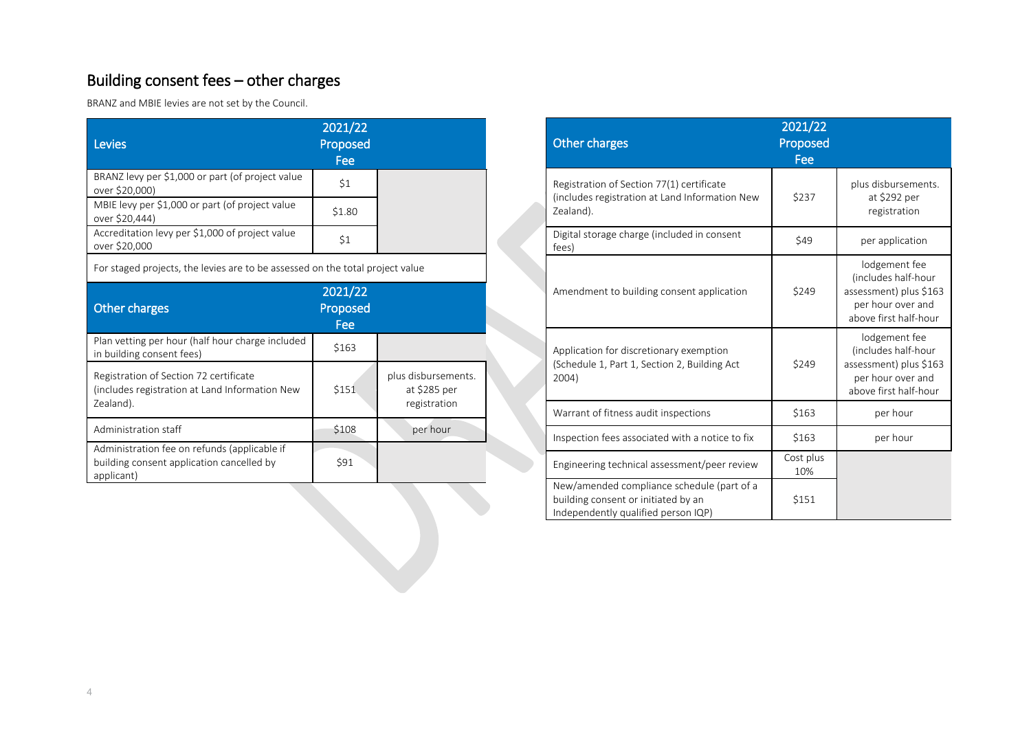## Building consent fees – other charges

BRANZ and MBIE levies are not set by the Council.

| Levies | 2021/22 Proposed Fee | |
|---|---|---|
| BRANZ levy per $1,000 or part (of project value over $20,000) | $1 | |
| MBIE levy per $1,000 or part (of project value over $20,444) | $1.80 | |
| Accreditation levy per $1,000 of project value over $20,000 | $1 | |
| For staged projects, the levies are to be assessed on the total project value | | |

| Other charges | 2021/22 Proposed Fee | |
|---|---|---|
| Plan vetting per hour (half hour charge included in building consent fees) | $163 | |
| Registration of Section 72 certificate (includes registration at Land Information New Zealand). | $151 | plus disbursements. at $285 per registration |
| Administration staff | $108 | per hour |
| Administration fee on refunds (applicable if building consent application cancelled by applicant) | $91 | |

| Other charges | 2021/22 Proposed Fee | |
|---|---|---|
| Registration of Section 77(1) certificate (includes registration at Land Information New Zealand). | $237 | plus disbursements. at $292 per registration |
| Digital storage charge (included in consent fees) | $49 | per application |
| Amendment to building consent application | $249 | lodgement fee (includes half-hour assessment) plus $163 per hour over and above first half-hour |
| Application for discretionary exemption (Schedule 1, Part 1, Section 2, Building Act 2004) | $249 | lodgement fee (includes half-hour assessment) plus $163 per hour over and above first half-hour |
| Warrant of fitness audit inspections | $163 | per hour |
| Inspection fees associated with a notice to fix | $163 | per hour |
| Engineering technical assessment/peer review | Cost plus 10% | |
| New/amended compliance schedule (part of a building consent or initiated by an Independently qualified person IQP) | $151 | |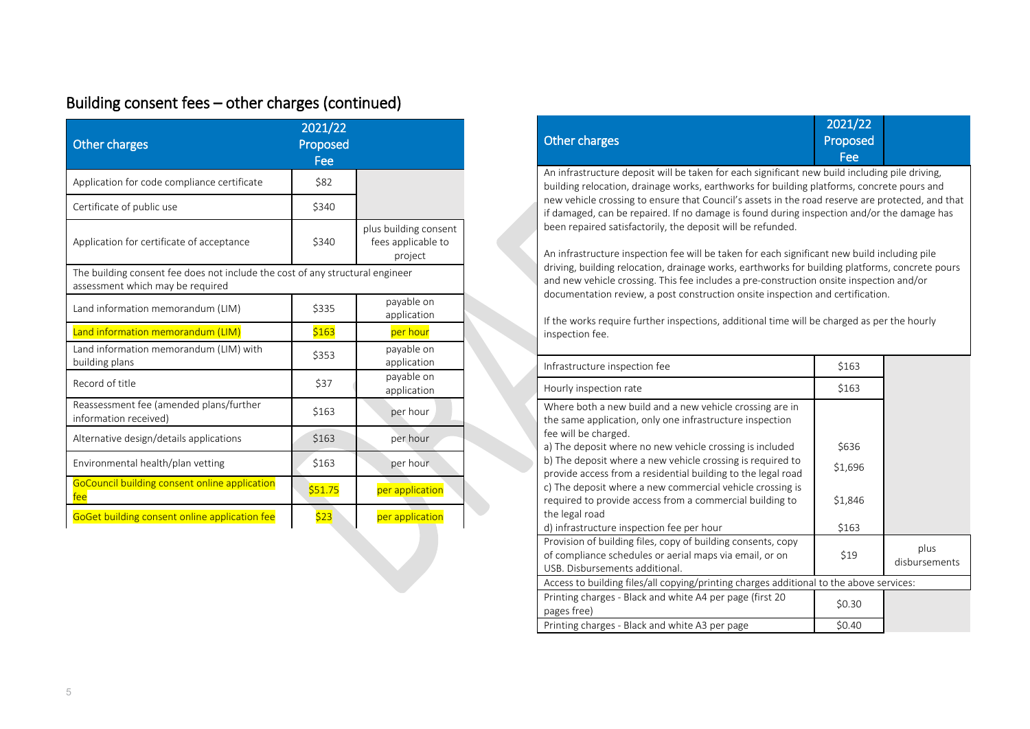## Building consent fees – other charges (continued)

| Other charges | 2021/22 Proposed Fee | |
|---|---|---|
| Application for code compliance certificate | $82 | |
| Certificate of public use | $340 | |
| Application for certificate of acceptance | $340 | plus building consent fees applicable to project |
| The building consent fee does not include the cost of any structural engineer assessment which may be required | | |
| Land information memorandum (LIM) | $335 | payable on application |
| Land information memorandum (LIM) | $163 | per hour |
| Land information memorandum (LIM) with building plans | $353 | payable on application |
| Record of title | $37 | payable on application |
| Reassessment fee (amended plans/further information received) | $163 | per hour |
| Alternative design/details applications | $163 | per hour |
| Environmental health/plan vetting | $163 | per hour |
| GoCouncil building consent online application fee | $51.75 | per application |
| GoGet building consent online application fee | $23 | per application |

| Other charges | 2021/22 Proposed Fee | |
|---|---|---|
| An infrastructure deposit will be taken for each significant new build including pile driving, building relocation, drainage works, earthworks for building platforms, concrete pours and new vehicle crossing to ensure that Council's assets in the road reserve are protected, and that if damaged, can be repaired. If no damage is found during inspection and/or the damage has been repaired satisfactorily, the deposit will be refunded.<br><br>An infrastructure inspection fee will be taken for each significant new build including pile driving, building relocation, drainage works, earthworks for building platforms, concrete pours and new vehicle crossing. This fee includes a pre-construction onsite inspection and/or documentation review, a post construction onsite inspection and certification.<br><br>If the works require further inspections, additional time will be charged as per the hourly inspection fee. | | |
| Infrastructure inspection fee | $163 | |
| Hourly inspection rate | $163 | |
| Where both a new build and a new vehicle crossing are in the same application, only one infrastructure inspection fee will be charged. | | |
| a) The deposit where no new vehicle crossing is included | $636 | |
| b) The deposit where a new vehicle crossing is required to provide access from a residential building to the legal road | $1,696 | |
| c) The deposit where a new commercial vehicle crossing is required to provide access from a commercial building to the legal road | $1,846 | |
| d) infrastructure inspection fee per hour | $163 | |
| Provision of building files, copy of building consents, copy of compliance schedules or aerial maps via email, or on USB. Disbursements additional. | $19 | plus disbursements |
| Access to building files/all copying/printing charges additional to the above services: | | |
| Printing charges - Black and white A4 per page (first 20 pages free) | $0.30 | |
| Printing charges - Black and white A3 per page | $0.40 | |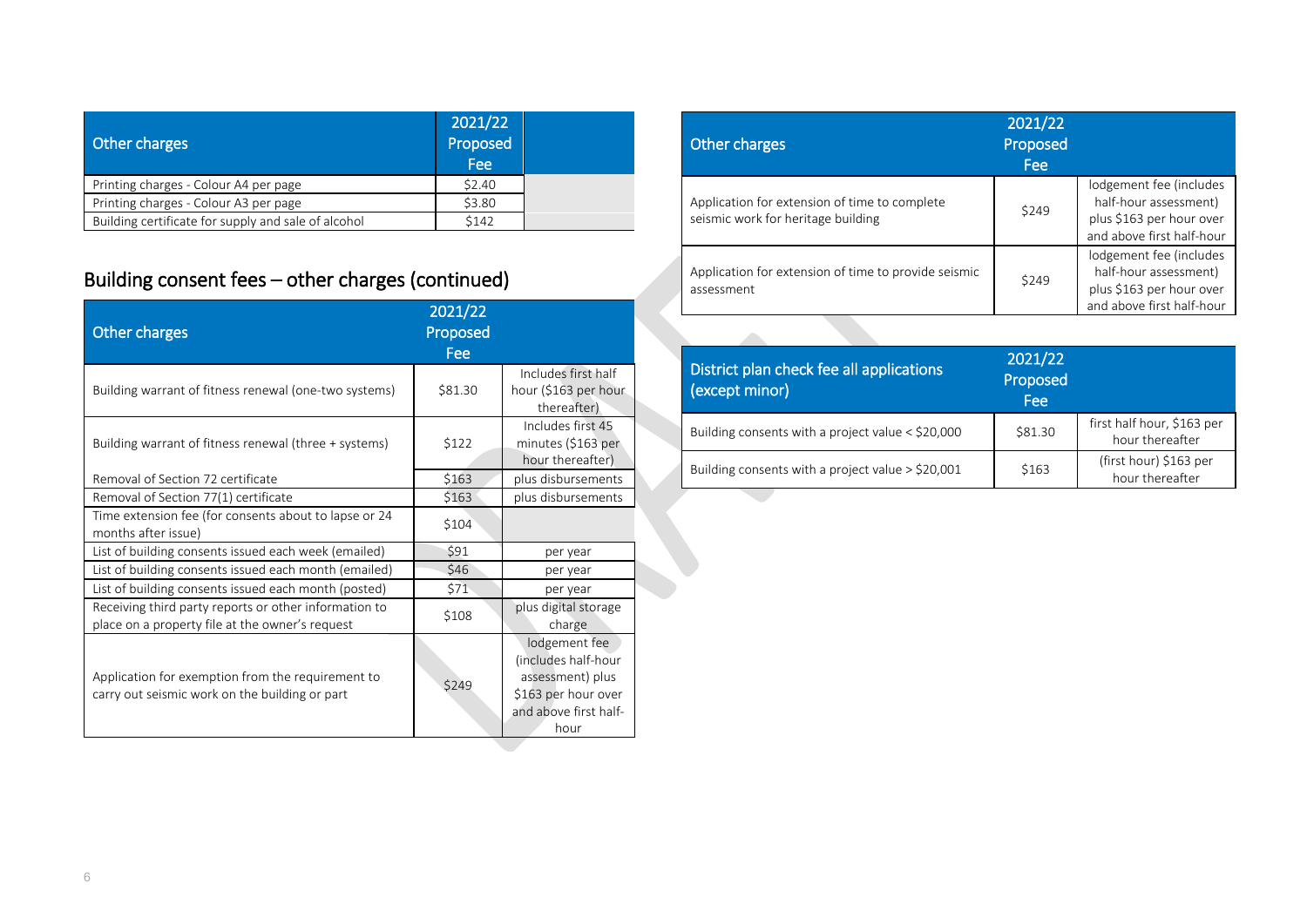| Other charges | 2021/22 Proposed Fee | |
|---|---|---|
| Printing charges - Colour A4 per page | $2.40 | |
| Printing charges - Colour A3 per page | $3.80 | |
| Building certificate for supply and sale of alcohol | $142 | |

## Building consent fees – other charges (continued)

| Other charges | 2021/22 Proposed Fee | |
|---|---|---|
| Building warrant of fitness renewal (one-two systems) | $81.30 | Includes first half hour ($163 per hour thereafter) |
| Building warrant of fitness renewal (three + systems) | $122 | Includes first 45 minutes ($163 per hour thereafter) |
| Removal of Section 72 certificate | $163 | plus disbursements |
| Removal of Section 77(1) certificate | $163 | plus disbursements |
| Time extension fee (for consents about to lapse or 24 months after issue) | $104 | |
| List of building consents issued each week (emailed) | $91 | per year |
| List of building consents issued each month (emailed) | $46 | per year |
| List of building consents issued each month (posted) | $71 | per year |
| Receiving third party reports or other information to place on a property file at the owner's request | $108 | plus digital storage charge |
| Application for exemption from the requirement to carry out seismic work on the building or part | $249 | lodgement fee (includes half-hour assessment) plus $163 per hour over and above first half-hour |
| Application for extension of time to complete seismic work for heritage building | $249 | lodgement fee (includes half-hour assessment) plus $163 per hour over and above first half-hour |
| Application for extension of time to provide seismic assessment | $249 | lodgement fee (includes half-hour assessment) plus $163 per hour over and above first half-hour |

| District plan check fee all applications (except minor) | 2021/22 Proposed Fee | |
|---|---|---|
| Building consents with a project value < $20,000 | $81.30 | first half hour, $163 per hour thereafter |
| Building consents with a project value > $20,001 | $163 | (first hour) $163 per hour thereafter |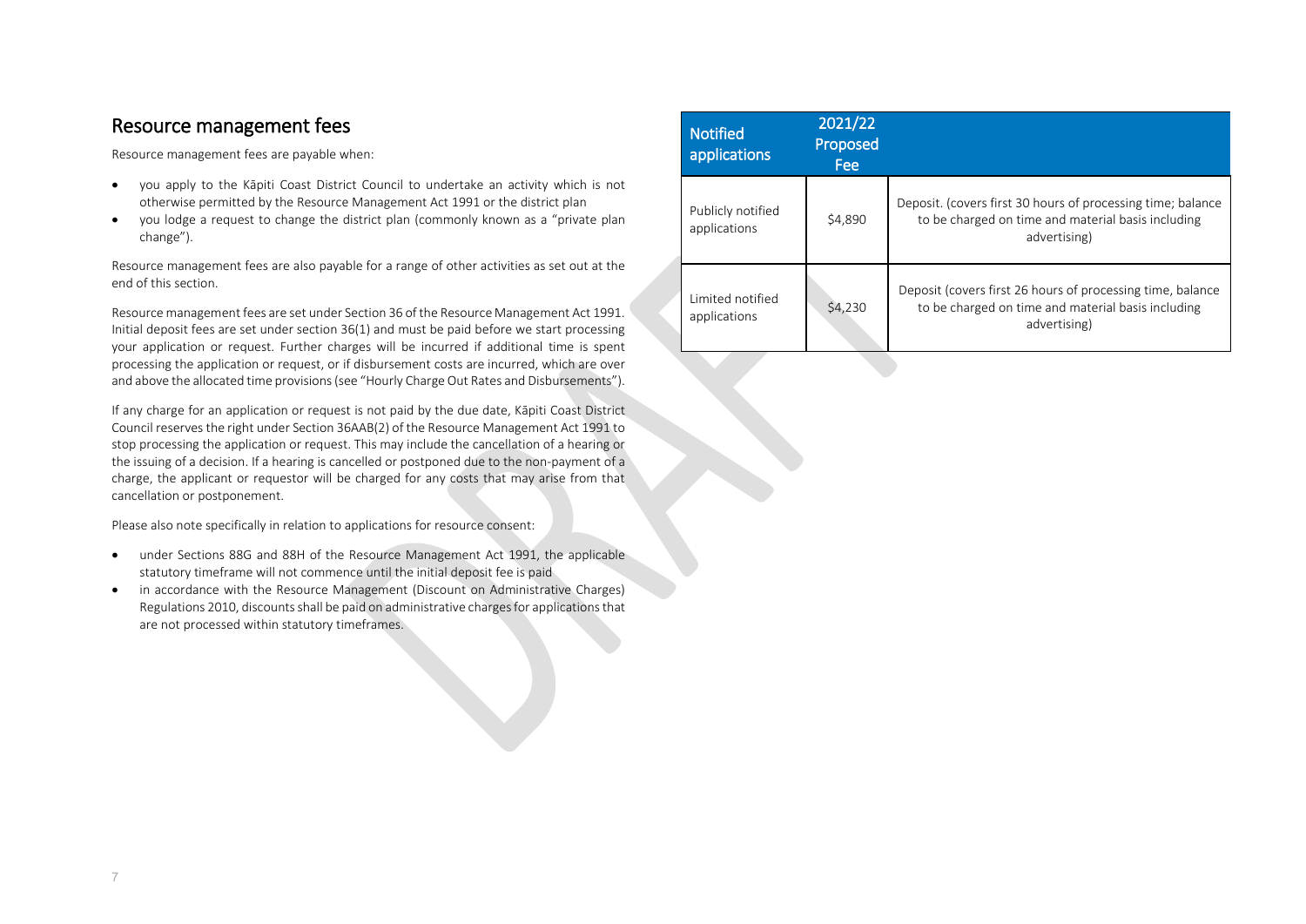## Resource management fees

Resource management fees are payable when:

- you apply to the Kāpiti Coast District Council to undertake an activity which is not otherwise permitted by the Resource Management Act 1991 or the district plan
- you lodge a request to change the district plan (commonly known as a "private plan change").

Resource management fees are also payable for a range of other activities as set out at the end of this section.

Resource management fees are set under Section 36 of the Resource Management Act 1991. Initial deposit fees are set under section 36(1) and must be paid before we start processing your application or request. Further charges will be incurred if additional time is spent processing the application or request, or if disbursement costs are incurred, which are over and above the allocated time provisions (see "Hourly Charge Out Rates and Disbursements").

If any charge for an application or request is not paid by the due date, Kāpiti Coast District Council reserves the right under Section 36AAB(2) of the Resource Management Act 1991 to stop processing the application or request. This may include the cancellation of a hearing or the issuing of a decision. If a hearing is cancelled or postponed due to the non-payment of a charge, the applicant or requestor will be charged for any costs that may arise from that cancellation or postponement.

Please also note specifically in relation to applications for resource consent:

- under Sections 88G and 88H of the Resource Management Act 1991, the applicable statutory timeframe will not commence until the initial deposit fee is paid
- in accordance with the Resource Management (Discount on Administrative Charges) Regulations 2010, discounts shall be paid on administrative charges for applications that are not processed within statutory timeframes.

| Notified applications | 2021/22 Proposed Fee | |
|---|---|---|
| Publicly notified applications | $4,890 | Deposit. (covers first 30 hours of processing time; balance to be charged on time and material basis including advertising) |
| Limited notified applications | $4,230 | Deposit (covers first 26 hours of processing time, balance to be charged on time and material basis including advertising) |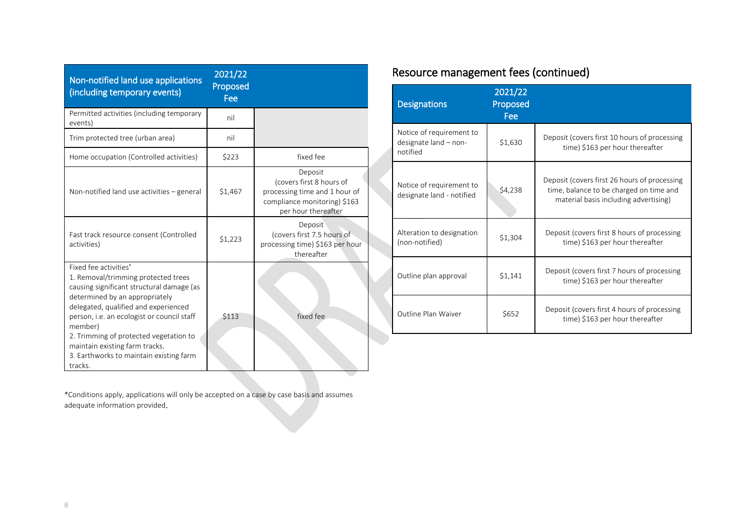| Non-notified land use applications (including temporary events) | 2021/22 Proposed Fee | |
|---|---|---|
| Permitted activities (including temporary events) | nil | |
| Trim protected tree (urban area) | nil | |
| Home occupation (Controlled activities) | $223 | fixed fee |
| Non-notified land use activities – general | $1,467 | Deposit (covers first 8 hours of processing time and 1 hour of compliance monitoring) $163 per hour thereafter |
| Fast track resource consent (Controlled activities) | $1,223 | Deposit (covers first 7.5 hours of processing time) $163 per hour thereafter |
| Fixed fee activities* 1. Removal/trimming protected trees causing significant structural damage (as determined by an appropriately delegated, qualified and experienced person, i.e. an ecologist or council staff member) 2. Trimming of protected vegetation to maintain existing farm tracks. 3. Earthworks to maintain existing farm tracks. | $113 | fixed fee |

*Conditions apply, applications will only be accepted on a case by case basis and assumes adequate information provided.

## Resource management fees (continued)

| Designations | 2021/22 Proposed Fee | |
|---|---|---|
| Notice of requirement to designate land – non-notified | $1,630 | Deposit (covers first 10 hours of processing time) $163 per hour thereafter |
| Notice of requirement to designate land - notified | $4,238 | Deposit (covers first 26 hours of processing time, balance to be charged on time and material basis including advertising) |
| Alteration to designation (non-notified) | $1,304 | Deposit (covers first 8 hours of processing time) $163 per hour thereafter |
| Outline plan approval | $1,141 | Deposit (covers first 7 hours of processing time) $163 per hour thereafter |
| Outline Plan Waiver | $652 | Deposit (covers first 4 hours of processing time) $163 per hour thereafter |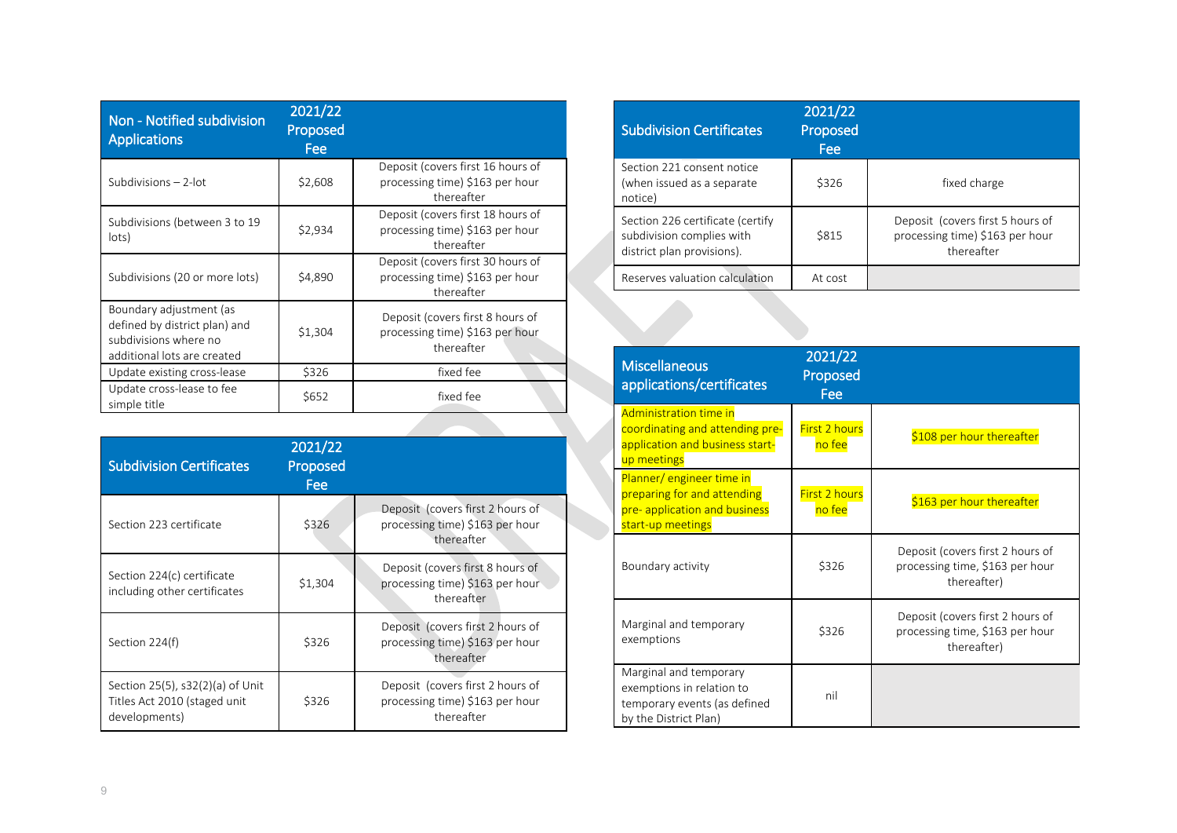| Non - Notified subdivision Applications | 2021/22 Proposed Fee | |
| --- | --- | --- |
| Subdivisions – 2-lot | $2,608 | Deposit (covers first 16 hours of processing time) $163 per hour thereafter |
| Subdivisions (between 3 to 19 lots) | $2,934 | Deposit (covers first 18 hours of processing time) $163 per hour thereafter |
| Subdivisions (20 or more lots) | $4,890 | Deposit (covers first 30 hours of processing time) $163 per hour thereafter |
| Boundary adjustment (as defined by district plan) and subdivisions where no additional lots are created | $1,304 | Deposit (covers first 8 hours of processing time) $163 per hour thereafter |
| Update existing cross-lease | $326 | fixed fee |
| Update cross-lease to fee simple title | $652 | fixed fee |

| Subdivision Certificates | 2021/22 Proposed Fee | |
| --- | --- | --- |
| Section 223 certificate | $326 | Deposit (covers first 2 hours of processing time) $163 per hour thereafter |
| Section 224(c) certificate including other certificates | $1,304 | Deposit (covers first 8 hours of processing time) $163 per hour thereafter |
| Section 224(f) | $326 | Deposit (covers first 2 hours of processing time) $163 per hour thereafter |
| Section 25(5), s32(2)(a) of Unit Titles Act 2010 (staged unit developments) | $326 | Deposit (covers first 2 hours of processing time) $163 per hour thereafter |
| Section 221 consent notice (when issued as a separate notice) | $326 | fixed charge |
| Section 226 certificate (certify subdivision complies with district plan provisions). | $815 | Deposit (covers first 5 hours of processing time) $163 per hour thereafter |
| Reserves valuation calculation | At cost | |

| Miscellaneous applications/certificates | 2021/22 Proposed Fee | |
| --- | --- | --- |
| Administration time in coordinating and attending pre-application and business start-up meetings | First 2 hours no fee | $108 per hour thereafter |
| Planner/ engineer time in preparing for and attending pre- application and business start-up meetings | First 2 hours no fee | $163 per hour thereafter |
| Boundary activity | $326 | Deposit (covers first 2 hours of processing time, $163 per hour thereafter) |
| Marginal and temporary exemptions | $326 | Deposit (covers first 2 hours of processing time, $163 per hour thereafter) |
| Marginal and temporary exemptions in relation to temporary events (as defined by the District Plan) | nil | |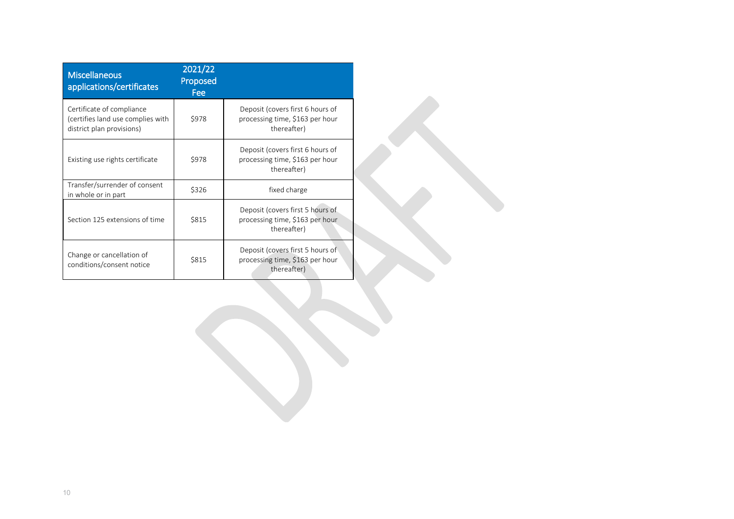| Miscellaneous applications/certificates | 2021/22 Proposed Fee | |
|---|---|---|
| Certificate of compliance (certifies land use complies with district plan provisions) | $978 | Deposit (covers first 6 hours of processing time, $163 per hour thereafter) |
| Existing use rights certificate | $978 | Deposit (covers first 6 hours of processing time, $163 per hour thereafter) |
| Transfer/surrender of consent in whole or in part | $326 | fixed charge |
| Section 125 extensions of time | $815 | Deposit (covers first 5 hours of processing time, $163 per hour thereafter) |
| Change or cancellation of conditions/consent notice | $815 | Deposit (covers first 5 hours of processing time, $163 per hour thereafter) |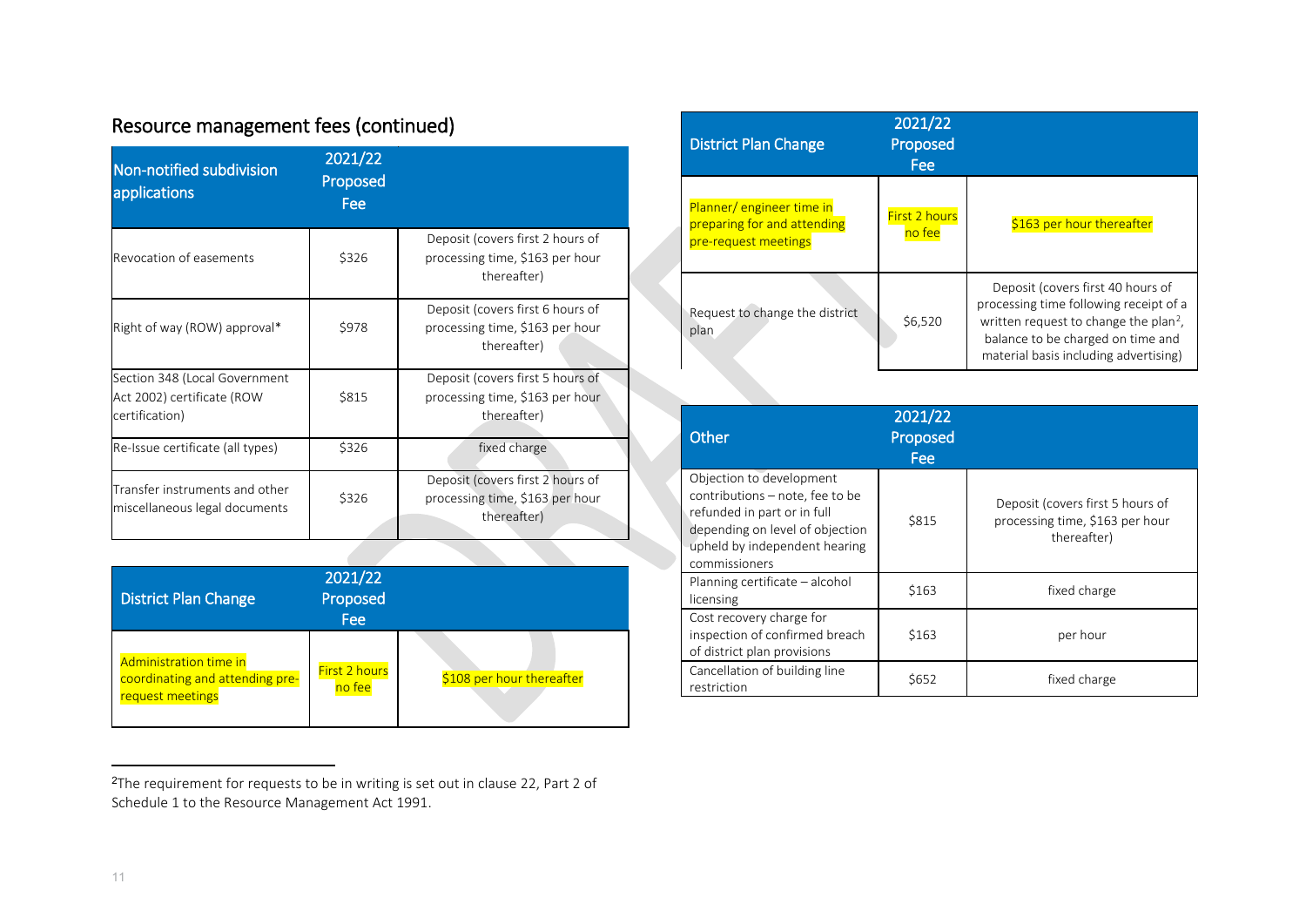## Resource management fees (continued)

| Non-notified subdivision applications | 2021/22 Proposed Fee | |
|---|---|---|
| Revocation of easements | $326 | Deposit (covers first 2 hours of processing time, $163 per hour thereafter) |
| Right of way (ROW) approval* | $978 | Deposit (covers first 6 hours of processing time, $163 per hour thereafter) |
| Section 348 (Local Government Act 2002) certificate (ROW certification) | $815 | Deposit (covers first 5 hours of processing time, $163 per hour thereafter) |
| Re-Issue certificate (all types) | $326 | fixed charge |
| Transfer instruments and other miscellaneous legal documents | $326 | Deposit (covers first 2 hours of processing time, $163 per hour thereafter) |

| District Plan Change | 2021/22 Proposed Fee | |
|---|---|---|
| Administration time in coordinating and attending pre-request meetings | First 2 hours no fee | $108 per hour thereafter |

| District Plan Change | 2021/22 Proposed Fee | |
|---|---|---|
| Planner/ engineer time in preparing for and attending pre-request meetings | First 2 hours no fee | $163 per hour thereafter |
| Request to change the district plan | $6,520 | Deposit (covers first 40 hours of processing time following receipt of a written request to change the plan[2], balance to be charged on time and material basis including advertising) |

| Other | 2021/22 Proposed Fee | |
|---|---|---|
| Objection to development contributions – note, fee to be refunded in part or in full depending on level of objection upheld by independent hearing commissioners | $815 | Deposit (covers first 5 hours of processing time, $163 per hour thereafter) |
| Planning certificate – alcohol licensing | $163 | fixed charge |
| Cost recovery charge for inspection of confirmed breach of district plan provisions | $163 | per hour |
| Cancellation of building line restriction | $652 | fixed charge |

[2]The requirement for requests to be in writing is set out in clause 22, Part 2 of Schedule 1 to the Resource Management Act 1991.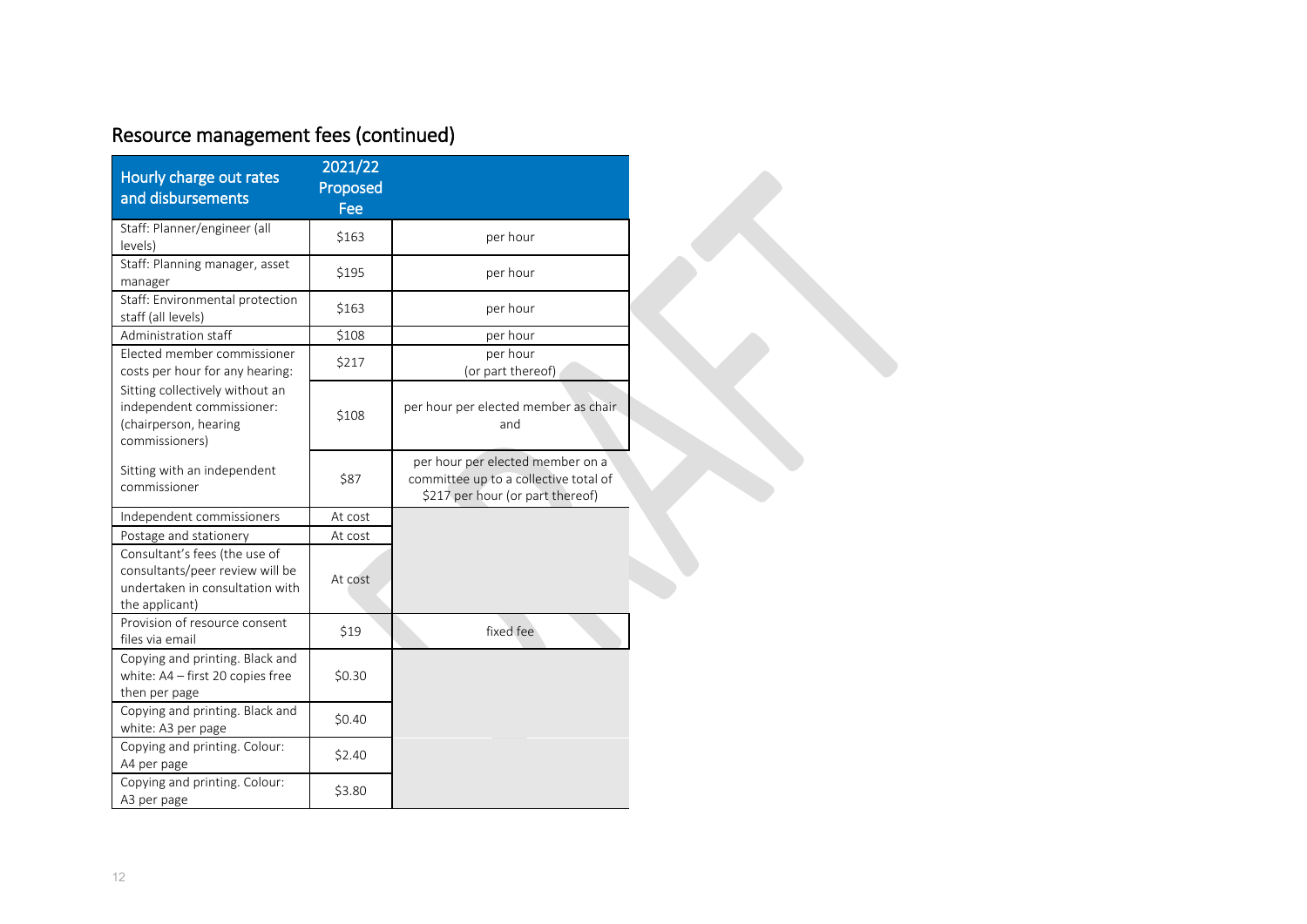## Resource management fees (continued)

| Hourly charge out rates and disbursements | 2021/22 Proposed Fee | |
|---|---|---|
| Staff: Planner/engineer (all levels) | $163 | per hour |
| Staff: Planning manager, asset manager | $195 | per hour |
| Staff: Environmental protection staff (all levels) | $163 | per hour |
| Administration staff | $108 | per hour |
| Elected member commissioner costs per hour for any hearing: | $217 | per hour (or part thereof) |
| Sitting collectively without an independent commissioner: (chairperson, hearing commissioners) | $108 | per hour per elected member as chair and |
| Sitting with an independent commissioner | $87 | per hour per elected member on a committee up to a collective total of $217 per hour (or part thereof) |
| Independent commissioners | At cost | |
| Postage and stationery | At cost | |
| Consultant's fees (the use of consultants/peer review will be undertaken in consultation with the applicant) | At cost | |
| Provision of resource consent files via email | $19 | fixed fee |
| Copying and printing. Black and white: A4 – first 20 copies free then per page | $0.30 | |
| Copying and printing. Black and white: A3 per page | $0.40 | |
| Copying and printing. Colour: A4 per page | $2.40 | |
| Copying and printing. Colour: A3 per page | $3.80 | |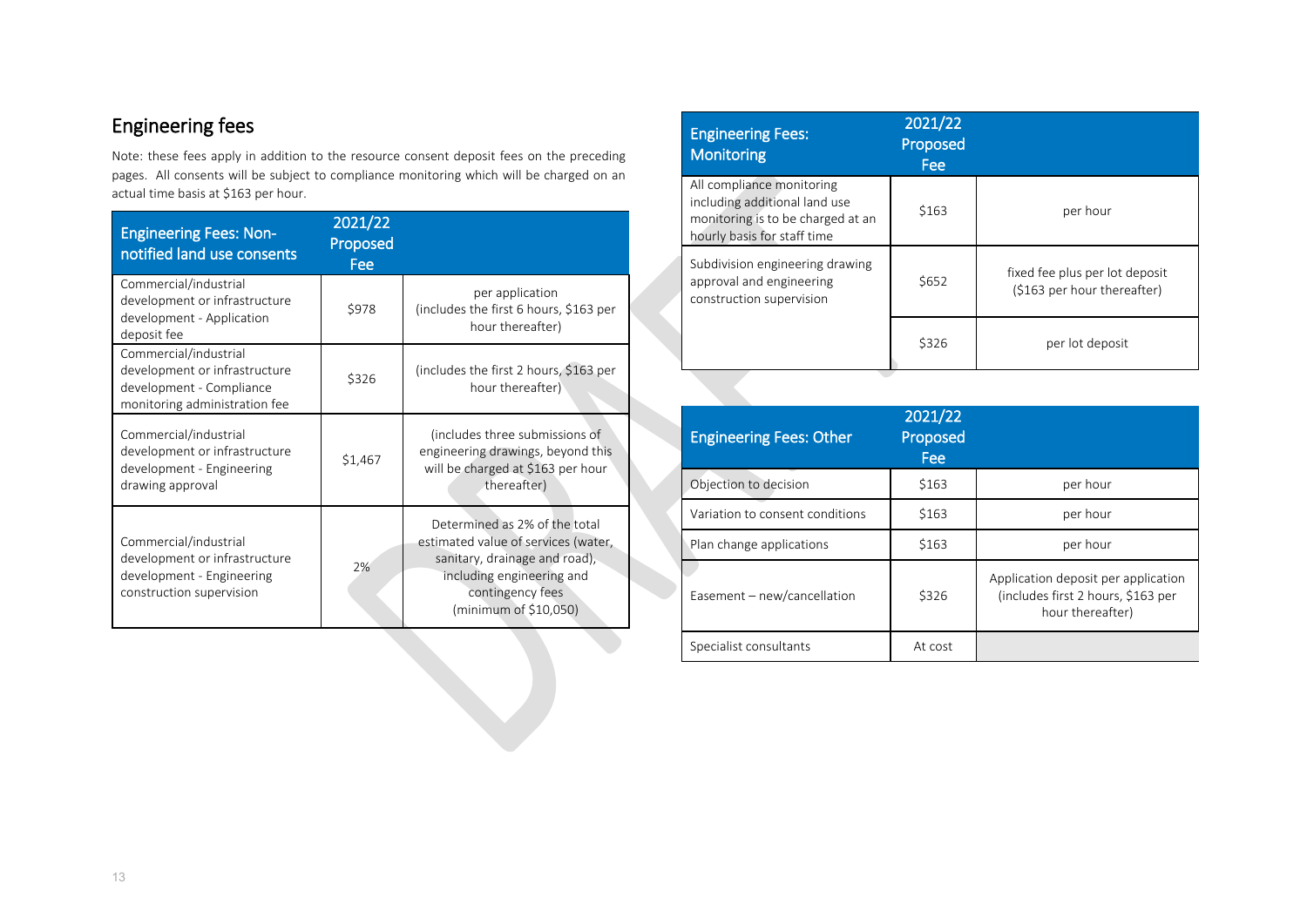## Engineering fees

Note: these fees apply in addition to the resource consent deposit fees on the preceding pages. All consents will be subject to compliance monitoring which will be charged on an actual time basis at $163 per hour.

| Engineering Fees: Non-notified land use consents | 2021/22 Proposed Fee | |
|---|---|---|
| Commercial/industrial development or infrastructure development - Application deposit fee | $978 | per application (includes the first 6 hours, $163 per hour thereafter) |
| Commercial/industrial development or infrastructure development - Compliance monitoring administration fee | $326 | (includes the first 2 hours, $163 per hour thereafter) |
| Commercial/industrial development or infrastructure development - Engineering drawing approval | $1,467 | (includes three submissions of engineering drawings, beyond this will be charged at $163 per hour thereafter) |
| Commercial/industrial development or infrastructure development - Engineering construction supervision | 2% | Determined as 2% of the total estimated value of services (water, sanitary, drainage and road), including engineering and contingency fees (minimum of $10,050) |

| Engineering Fees: Monitoring | 2021/22 Proposed Fee | |
|---|---|---|
| All compliance monitoring including additional land use monitoring is to be charged at an hourly basis for staff time | $163 | per hour |
| Subdivision engineering drawing approval and engineering construction supervision | $652 | fixed fee plus per lot deposit ($163 per hour thereafter) |
| | $326 | per lot deposit |

| Engineering Fees: Other | 2021/22 Proposed Fee | |
|---|---|---|
| Objection to decision | $163 | per hour |
| Variation to consent conditions | $163 | per hour |
| Plan change applications | $163 | per hour |
| Easement – new/cancellation | $326 | Application deposit per application (includes first 2 hours, $163 per hour thereafter) |
| Specialist consultants | At cost | |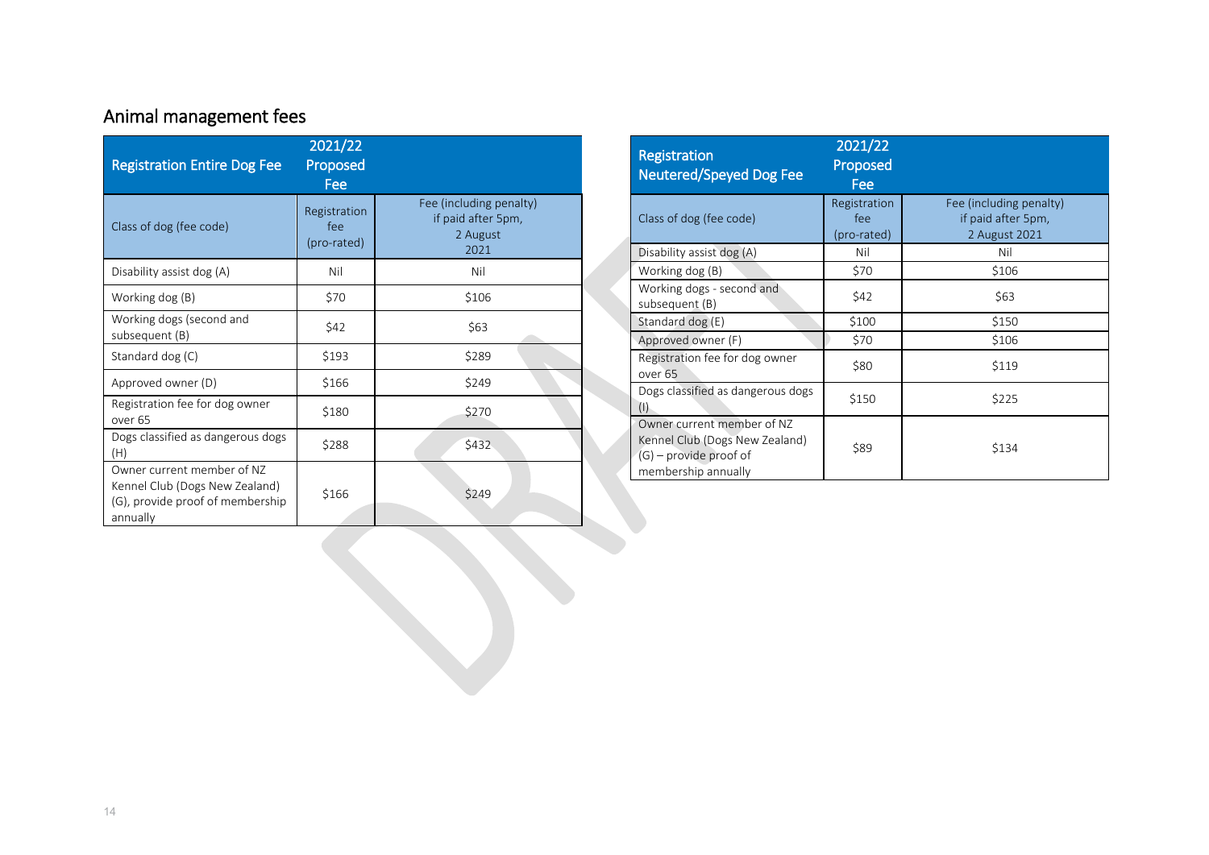## Animal management fees

| Registration Entire Dog Fee | 2021/22 Proposed Fee | |
|---|---|---|
| Class of dog (fee code) | Registration fee (pro-rated) | Fee (including penalty) if paid after 5pm, 2 August 2021 |
| Disability assist dog (A) | Nil | Nil |
| Working dog (B) | $70 | $106 |
| Working dogs (second and subsequent (B) | $42 | $63 |
| Standard dog (C) | $193 | $289 |
| Approved owner (D) | $166 | $249 |
| Registration fee for dog owner over 65 | $180 | $270 |
| Dogs classified as dangerous dogs (H) | $288 | $432 |
| Owner current member of NZ Kennel Club (Dogs New Zealand) (G), provide proof of membership annually | $166 | $249 |

| Registration Neutered/Speyed Dog Fee | 2021/22 Proposed Fee | |
|---|---|---|
| Class of dog (fee code) | Registration fee (pro-rated) | Fee (including penalty) if paid after 5pm, 2 August 2021 |
| Disability assist dog (A) | Nil | Nil |
| Working dog (B) | $70 | $106 |
| Working dogs - second and subsequent (B) | $42 | $63 |
| Standard dog (E) | $100 | $150 |
| Approved owner (F) | $70 | $106 |
| Registration fee for dog owner over 65 | $80 | $119 |
| Dogs classified as dangerous dogs (I) | $150 | $225 |
| Owner current member of NZ Kennel Club (Dogs New Zealand) (G) – provide proof of membership annually | $89 | $134 |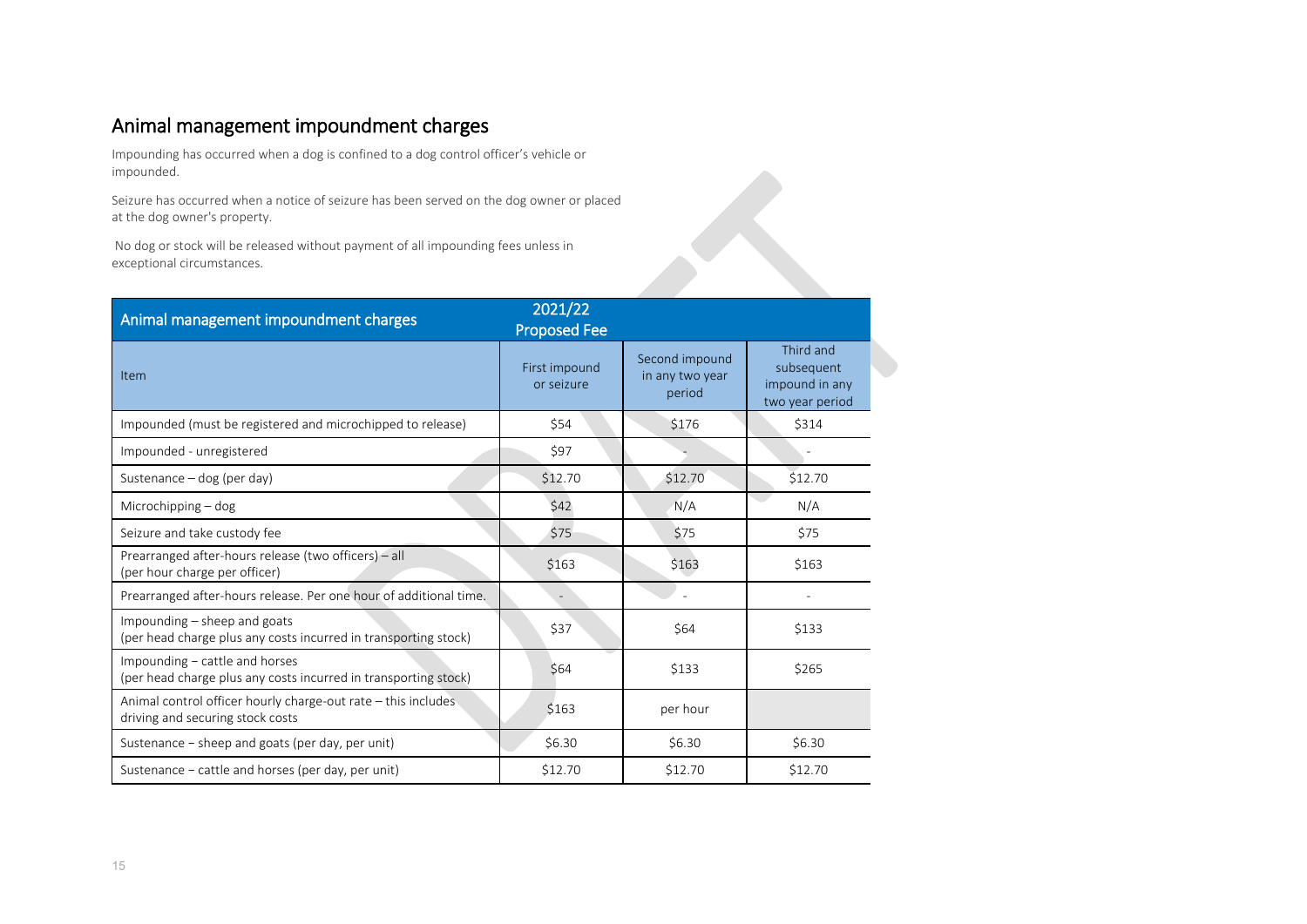## Animal management impoundment charges

Impounding has occurred when a dog is confined to a dog control officer's vehicle or impounded.

Seizure has occurred when a notice of seizure has been served on the dog owner or placed at the dog owner's property.

No dog or stock will be released without payment of all impounding fees unless in exceptional circumstances.

| Animal management impoundment charges | 2021/22 Proposed Fee | | |
|---|---|---|---|
| Item | First impound or seizure | Second impound in any two year period | Third and subsequent impound in any two year period |
| Impounded (must be registered and microchipped to release) | $54 | $176 | $314 |
| Impounded - unregistered | $97 | - | - |
| Sustenance – dog (per day) | $12.70 | $12.70 | $12.70 |
| Microchipping – dog | $42 | N/A | N/A |
| Seizure and take custody fee | $75 | $75 | $75 |
| Prearranged after-hours release (two officers) – all (per hour charge per officer) | $163 | $163 | $163 |
| Prearranged after-hours release. Per one hour of additional time. | - | - | - |
| Impounding – sheep and goats (per head charge plus any costs incurred in transporting stock) | $37 | $64 | $133 |
| Impounding – cattle and horses (per head charge plus any costs incurred in transporting stock) | $64 | $133 | $265 |
| Animal control officer hourly charge-out rate – this includes driving and securing stock costs | $163 | per hour | |
| Sustenance – sheep and goats (per day, per unit) | $6.30 | $6.30 | $6.30 |
| Sustenance – cattle and horses (per day, per unit) | $12.70 | $12.70 | $12.70 |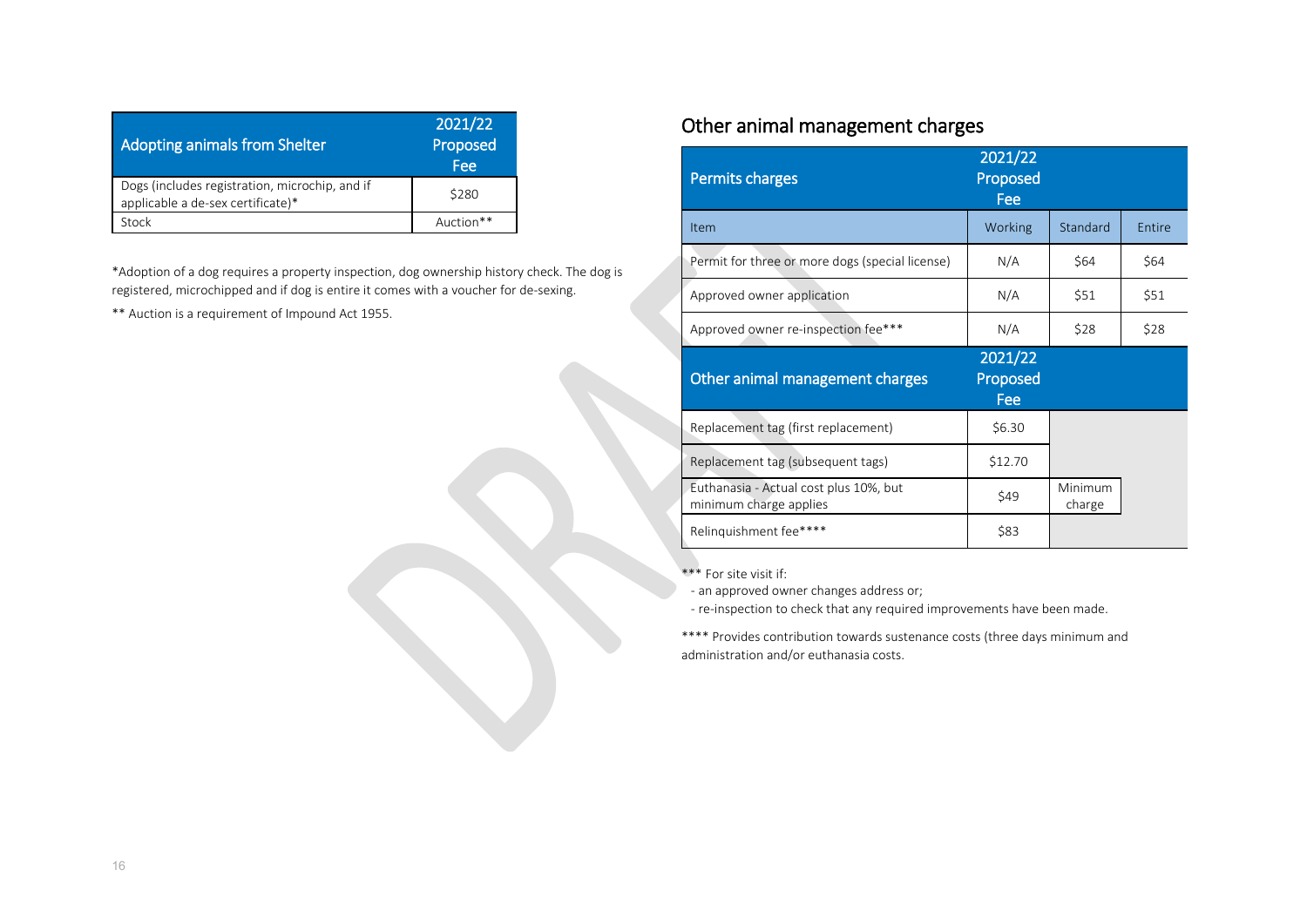| Adopting animals from Shelter | 2021/22 Proposed Fee |
|---|---|
| Dogs (includes registration, microchip, and if applicable a de-sex certificate)* | $280 |
| Stock | Auction** |

*Adoption of a dog requires a property inspection, dog ownership history check. The dog is registered, microchipped and if dog is entire it comes with a voucher for de-sexing.

** Auction is a requirement of Impound Act 1955.

## Other animal management charges

| Permits charges | 2021/22 Proposed Fee | | |
|---|---|---|---|
| Item | Working | Standard | Entire |
| Permit for three or more dogs (special license) | N/A | $64 | $64 |
| Approved owner application | N/A | $51 | $51 |
| Approved owner re-inspection fee*** | N/A | $28 | $28 |

| Other animal management charges | 2021/22 Proposed Fee | |
|---|---|---|
| Replacement tag (first replacement) | $6.30 | |
| Replacement tag (subsequent tags) | $12.70 | |
| Euthanasia - Actual cost plus 10%, but minimum charge applies | $49 | Minimum charge |
| Relinquishment fee**** | $83 | |

*** For site visit if:
- an approved owner changes address or;
- re-inspection to check that any required improvements have been made.

**** Provides contribution towards sustenance costs (three days minimum and administration and/or euthanasia costs.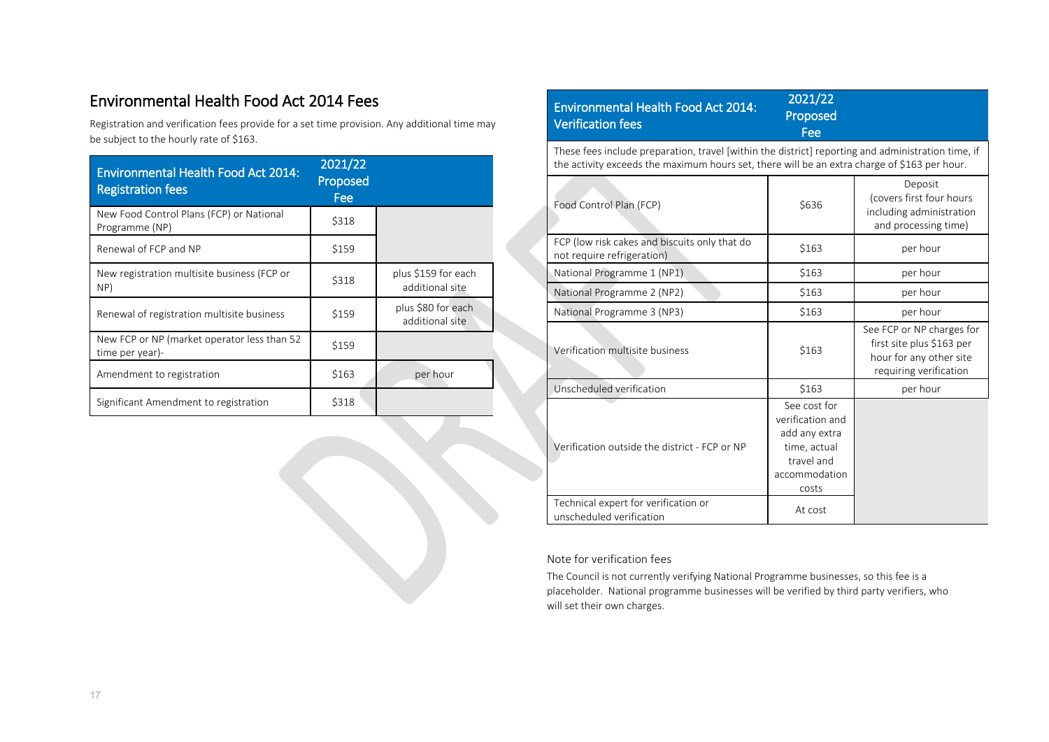## Environmental Health Food Act 2014 Fees

Registration and verification fees provide for a set time provision. Any additional time may be subject to the hourly rate of $163.

| Environmental Health Food Act 2014: Registration fees | 2021/22 Proposed Fee | |
|---|---|---|
| New Food Control Plans (FCP) or National Programme (NP) | $318 | |
| Renewal of FCP and NP | $159 | |
| New registration multisite business (FCP or NP) | $318 | plus $159 for each additional site |
| Renewal of registration multisite business | $159 | plus $80 for each additional site |
| New FCP or NP (market operator less than 52 time per year)- | $159 | |
| Amendment to registration | $163 | per hour |
| Significant Amendment to registration | $318 | |

| Environmental Health Food Act 2014: Verification fees | 2021/22 Proposed Fee | |
|---|---|---|
| These fees include preparation, travel [within the district] reporting and administration time, if the activity exceeds the maximum hours set, there will be an extra charge of $163 per hour. | | |
| Food Control Plan (FCP) | $636 | Deposit (covers first four hours including administration and processing time) |
| FCP (low risk cakes and biscuits only that do not require refrigeration) | $163 | per hour |
| National Programme 1 (NP1) | $163 | per hour |
| National Programme 2 (NP2) | $163 | per hour |
| National Programme 3 (NP3) | $163 | per hour |
| Verification multisite business | $163 | See FCP or NP charges for first site plus $163 per hour for any other site requiring verification |
| Unscheduled verification | $163 | per hour |
| Verification outside the district - FCP or NP | See cost for verification and add any extra time, actual travel and accommodation costs | |
| Technical expert for verification or unscheduled verification | At cost | |

Note for verification fees

The Council is not currently verifying National Programme businesses, so this fee is a placeholder. National programme businesses will be verified by third party verifiers, who will set their own charges.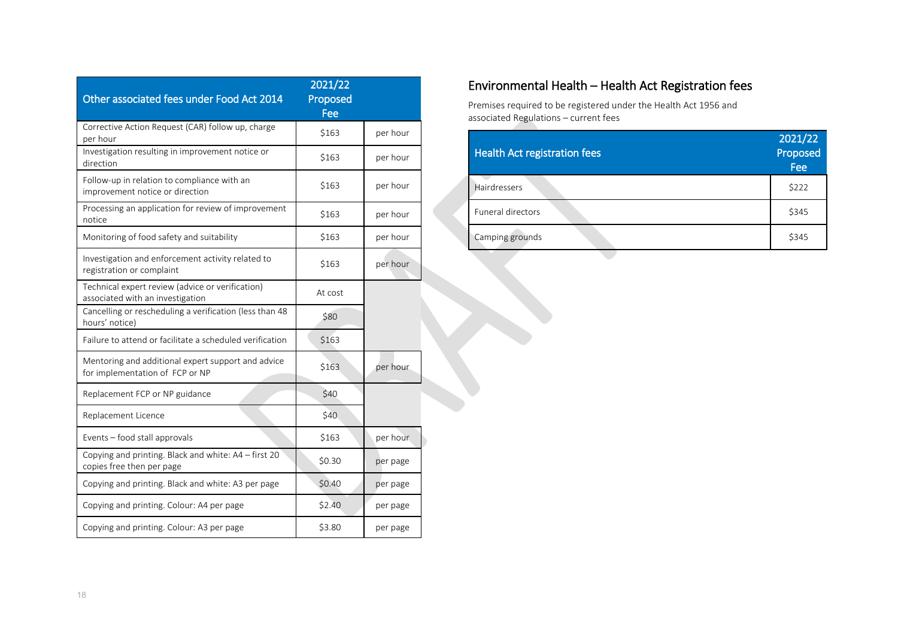| Other associated fees under Food Act 2014 | 2021/22 Proposed Fee | |
|---|---|---|
| Corrective Action Request (CAR) follow up, charge per hour | $163 | per hour |
| Investigation resulting in improvement notice or direction | $163 | per hour |
| Follow-up in relation to compliance with an improvement notice or direction | $163 | per hour |
| Processing an application for review of improvement notice | $163 | per hour |
| Monitoring of food safety and suitability | $163 | per hour |
| Investigation and enforcement activity related to registration or complaint | $163 | per hour |
| Technical expert review (advice or verification) associated with an investigation | At cost | |
| Cancelling or rescheduling a verification (less than 48 hours' notice) | $80 | |
| Failure to attend or facilitate a scheduled verification | $163 | |
| Mentoring and additional expert support and advice for implementation of FCP or NP | $163 | per hour |
| Replacement FCP or NP guidance | $40 | |
| Replacement Licence | $40 | |
| Events – food stall approvals | $163 | per hour |
| Copying and printing. Black and white: A4 – first 20 copies free then per page | $0.30 | per page |
| Copying and printing. Black and white: A3 per page | $0.40 | per page |
| Copying and printing. Colour: A4 per page | $2.40 | per page |
| Copying and printing. Colour: A3 per page | $3.80 | per page |

## Environmental Health – Health Act Registration fees

Premises required to be registered under the Health Act 1956 and associated Regulations – current fees

| Health Act registration fees | 2021/22 Proposed Fee |
|---|---|
| Hairdressers | $222 |
| Funeral directors | $345 |
| Camping grounds | $345 |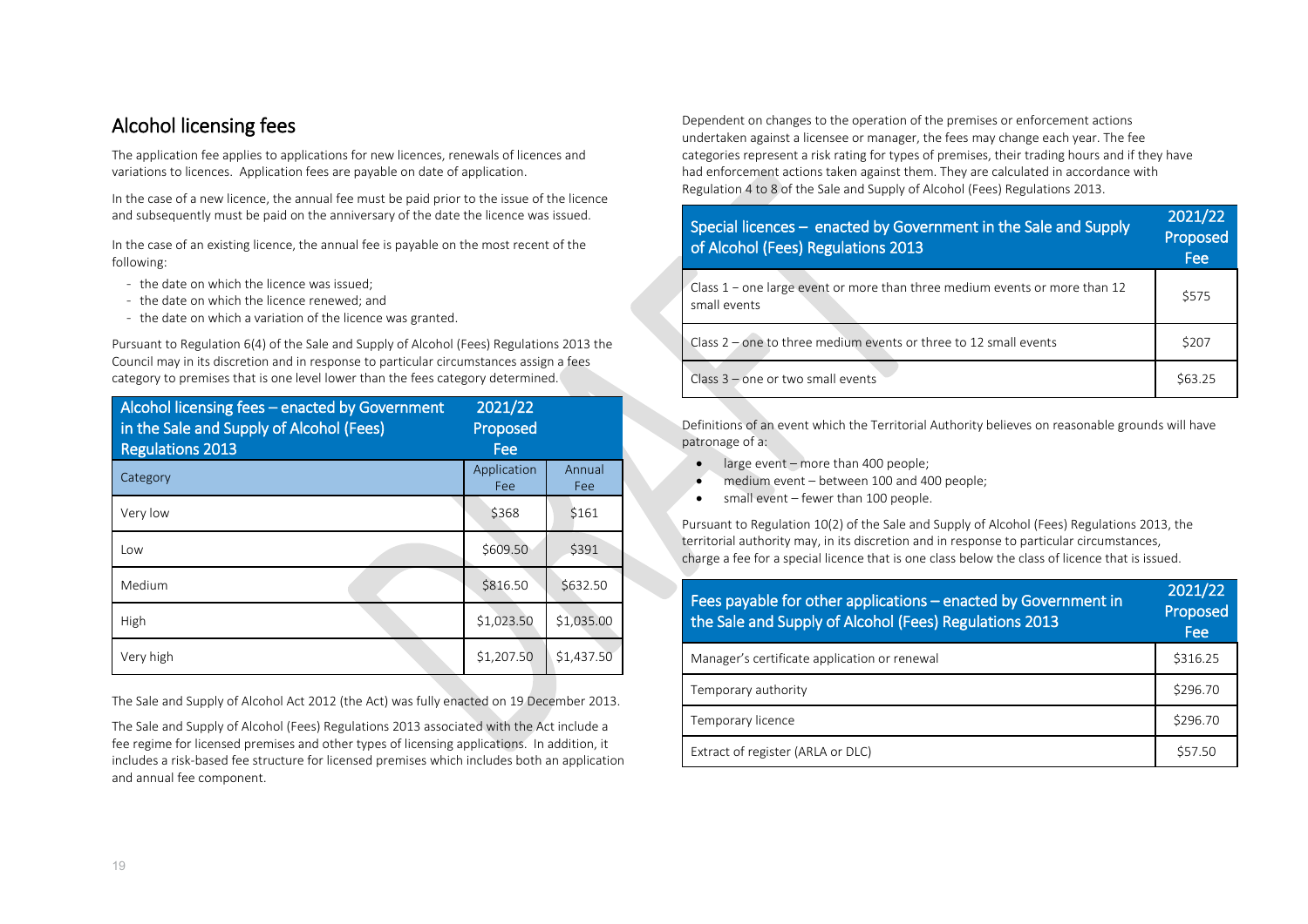## Alcohol licensing fees

The application fee applies to applications for new licences, renewals of licences and variations to licences. Application fees are payable on date of application.

In the case of a new licence, the annual fee must be paid prior to the issue of the licence and subsequently must be paid on the anniversary of the date the licence was issued.

In the case of an existing licence, the annual fee is payable on the most recent of the following:

- the date on which the licence was issued;
- the date on which the licence renewed; and
- the date on which a variation of the licence was granted.

Pursuant to Regulation 6(4) of the Sale and Supply of Alcohol (Fees) Regulations 2013 the Council may in its discretion and in response to particular circumstances assign a fees category to premises that is one level lower than the fees category determined.

| Alcohol licensing fees – enacted by Government in the Sale and Supply of Alcohol (Fees) Regulations 2013 | 2021/22 Proposed Fee | |
|---|---|---|
| Category | Application Fee | Annual Fee |
| Very low | $368 | $161 |
| Low | $609.50 | $391 |
| Medium | $816.50 | $632.50 |
| High | $1,023.50 | $1,035.00 |
| Very high | $1,207.50 | $1,437.50 |

The Sale and Supply of Alcohol Act 2012 (the Act) was fully enacted on 19 December 2013.

The Sale and Supply of Alcohol (Fees) Regulations 2013 associated with the Act include a fee regime for licensed premises and other types of licensing applications. In addition, it includes a risk-based fee structure for licensed premises which includes both an application and annual fee component.

Dependent on changes to the operation of the premises or enforcement actions undertaken against a licensee or manager, the fees may change each year. The fee categories represent a risk rating for types of premises, their trading hours and if they have had enforcement actions taken against them. They are calculated in accordance with Regulation 4 to 8 of the Sale and Supply of Alcohol (Fees) Regulations 2013.

| Special licences – enacted by Government in the Sale and Supply of Alcohol (Fees) Regulations 2013 | 2021/22 Proposed Fee |
|---|---|
| Class 1 – one large event or more than three medium events or more than 12 small events | $575 |
| Class 2 – one to three medium events or three to 12 small events | $207 |
| Class 3 – one or two small events | $63.25 |

Definitions of an event which the Territorial Authority believes on reasonable grounds will have patronage of a:

- large event – more than 400 people;
- medium event – between 100 and 400 people;
- small event – fewer than 100 people.

Pursuant to Regulation 10(2) of the Sale and Supply of Alcohol (Fees) Regulations 2013, the territorial authority may, in its discretion and in response to particular circumstances, charge a fee for a special licence that is one class below the class of licence that is issued.

| Fees payable for other applications – enacted by Government in the Sale and Supply of Alcohol (Fees) Regulations 2013 | 2021/22 Proposed Fee |
|---|---|
| Manager's certificate application or renewal | $316.25 |
| Temporary authority | $296.70 |
| Temporary licence | $296.70 |
| Extract of register (ARLA or DLC) | $57.50 |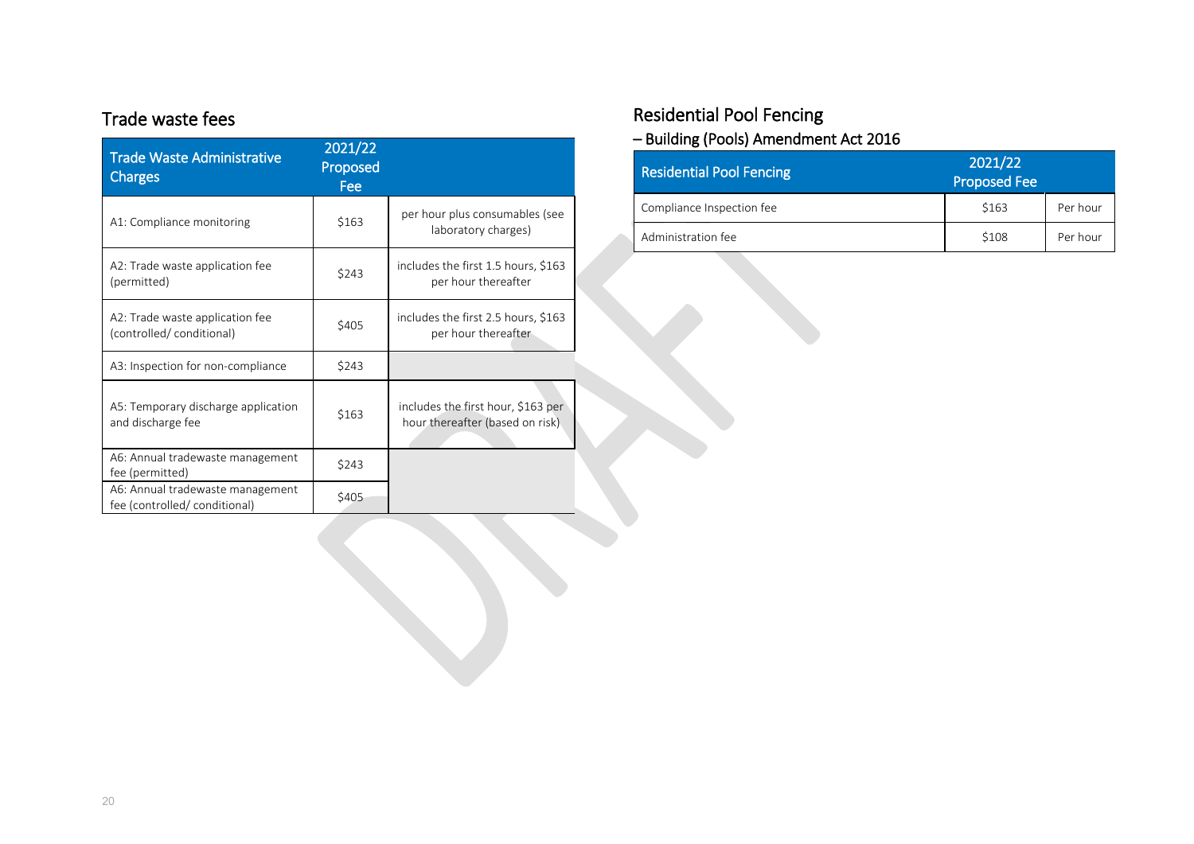## Trade waste fees

| Trade Waste Administrative Charges | 2021/22 Proposed Fee | |
|---|---|---|
| A1: Compliance monitoring | $163 | per hour plus consumables (see laboratory charges) |
| A2: Trade waste application fee (permitted) | $243 | includes the first 1.5 hours, $163 per hour thereafter |
| A2: Trade waste application fee (controlled/ conditional) | $405 | includes the first 2.5 hours, $163 per hour thereafter |
| A3: Inspection for non-compliance | $243 | |
| A5: Temporary discharge application and discharge fee | $163 | includes the first hour, $163 per hour thereafter (based on risk) |
| A6: Annual tradewaste management fee (permitted) | $243 | |
| A6: Annual tradewaste management fee (controlled/ conditional) | $405 | |

## Residential Pool Fencing

### – Building (Pools) Amendment Act 2016

| Residential Pool Fencing | 2021/22 Proposed Fee | |
|---|---|---|
| Compliance Inspection fee | $163 | Per hour |
| Administration fee | $108 | Per hour |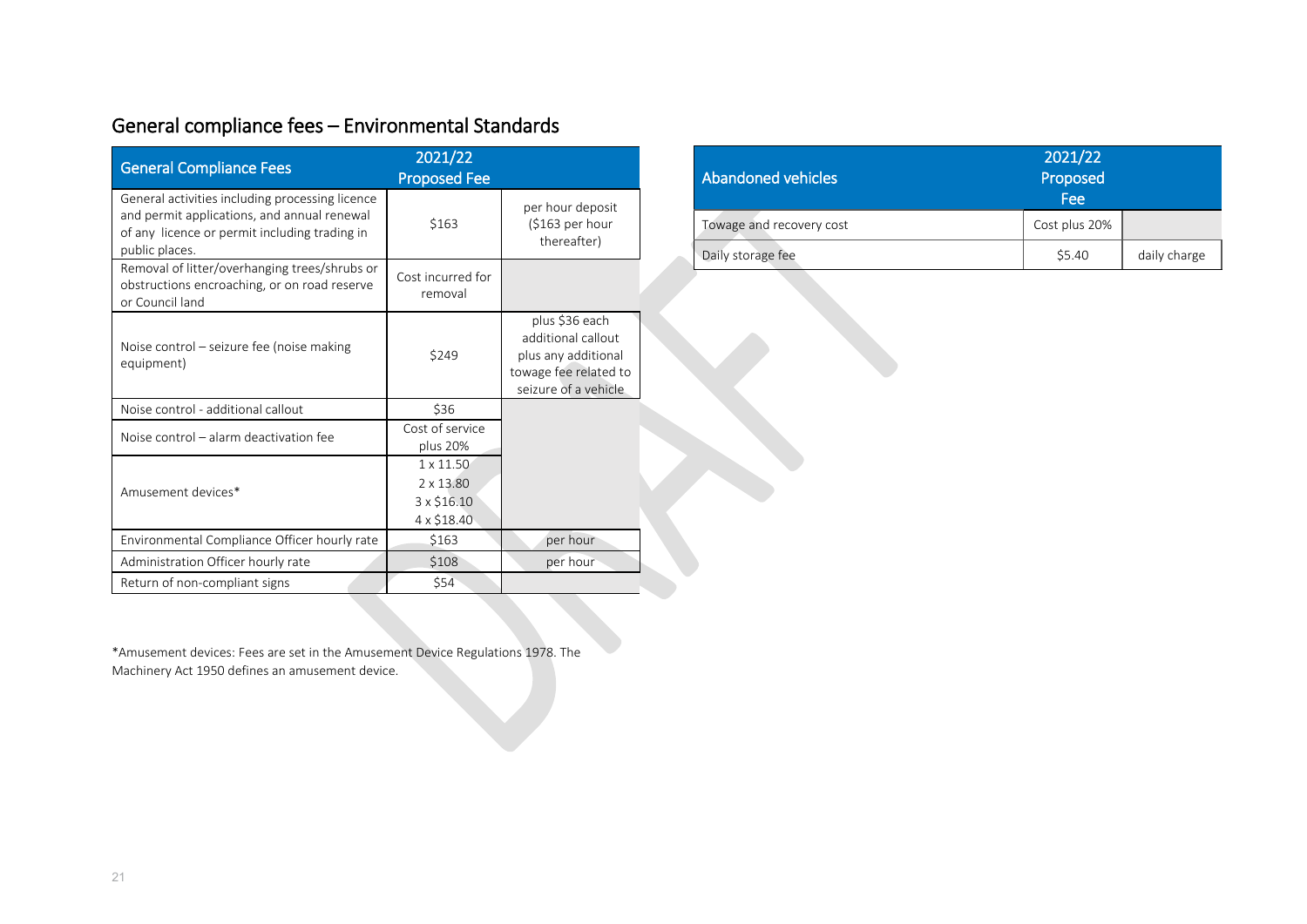## General compliance fees – Environmental Standards

| General Compliance Fees | 2021/22 Proposed Fee | |
|---|---|---|
| General activities including processing licence and permit applications, and annual renewal of any licence or permit including trading in public places. | $163 | per hour deposit ($163 per hour thereafter) |
| Removal of litter/overhanging trees/shrubs or obstructions encroaching, or on road reserve or Council land | Cost incurred for removal | |
| Noise control – seizure fee (noise making equipment) | $249 | plus $36 each additional callout plus any additional towage fee related to seizure of a vehicle |
| Noise control - additional callout | $36 | |
| Noise control – alarm deactivation fee | Cost of service plus 20% | |
| Amusement devices* | 1 x 11.50<br>2 x 13.80<br>3 x $16.10<br>4 x $18.40 | |
| Environmental Compliance Officer hourly rate | $163 | per hour |
| Administration Officer hourly rate | $108 | per hour |
| Return of non-compliant signs | $54 | |

*Amusement devices: Fees are set in the Amusement Device Regulations 1978. The Machinery Act 1950 defines an amusement device.

| Abandoned vehicles | 2021/22 Proposed Fee | |
|---|---|---|
| Towage and recovery cost | Cost plus 20% | |
| Daily storage fee | $5.40 | daily charge |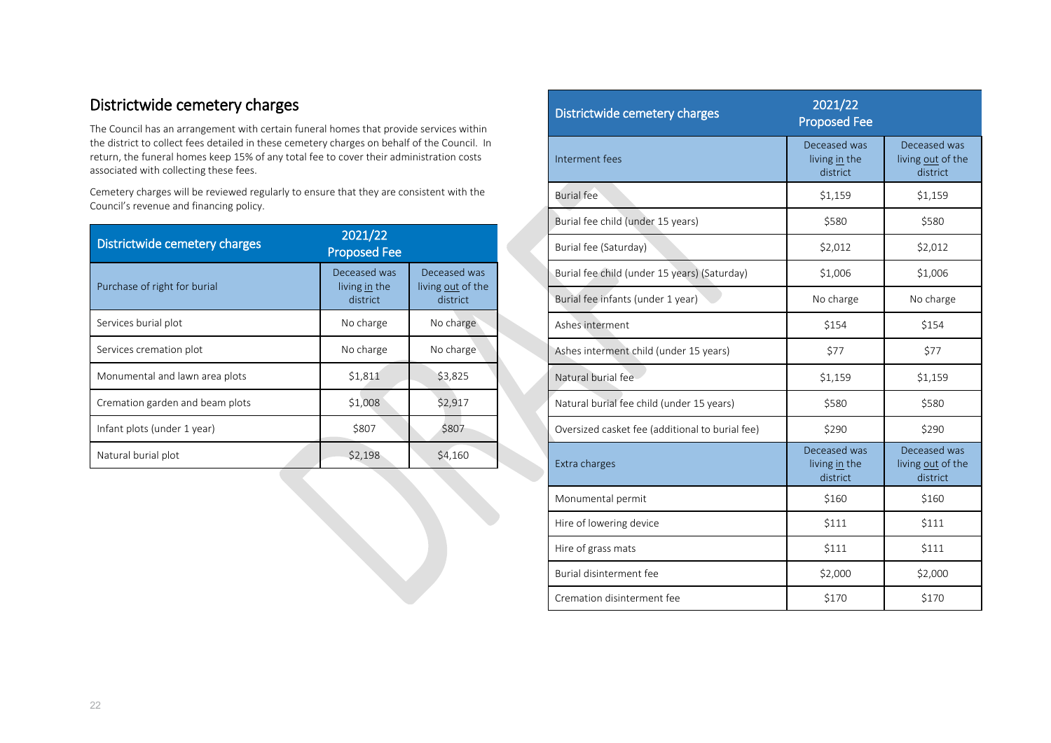## Districtwide cemetery charges

The Council has an arrangement with certain funeral homes that provide services within the district to collect fees detailed in these cemetery charges on behalf of the Council. In return, the funeral homes keep 15% of any total fee to cover their administration costs associated with collecting these fees.

Cemetery charges will be reviewed regularly to ensure that they are consistent with the Council's revenue and financing policy.

| Districtwide cemetery charges | 2021/22 Proposed Fee | |
|---|---|---|
| Purchase of right for burial | Deceased was living in the district | Deceased was living out of the district |
| Services burial plot | No charge | No charge |
| Services cremation plot | No charge | No charge |
| Monumental and lawn area plots | $1,811 | $3,825 |
| Cremation garden and beam plots | $1,008 | $2,917 |
| Infant plots (under 1 year) | $807 | $807 |
| Natural burial plot | $2,198 | $4,160 |

| Districtwide cemetery charges | 2021/22 Proposed Fee | |
|---|---|---|
| Interment fees | Deceased was living in the district | Deceased was living out of the district |
| Burial fee | $1,159 | $1,159 |
| Burial fee child (under 15 years) | $580 | $580 |
| Burial fee (Saturday) | $2,012 | $2,012 |
| Burial fee child (under 15 years) (Saturday) | $1,006 | $1,006 |
| Burial fee infants (under 1 year) | No charge | No charge |
| Ashes interment | $154 | $154 |
| Ashes interment child (under 15 years) | $77 | $77 |
| Natural burial fee | $1,159 | $1,159 |
| Natural burial fee child (under 15 years) | $580 | $580 |
| Oversized casket fee (additional to burial fee) | $290 | $290 |
| Extra charges | Deceased was living in the district | Deceased was living out of the district |
| Monumental permit | $160 | $160 |
| Hire of lowering device | $111 | $111 |
| Hire of grass mats | $111 | $111 |
| Burial disinterment fee | $2,000 | $2,000 |
| Cremation disinterment fee | $170 | $170 |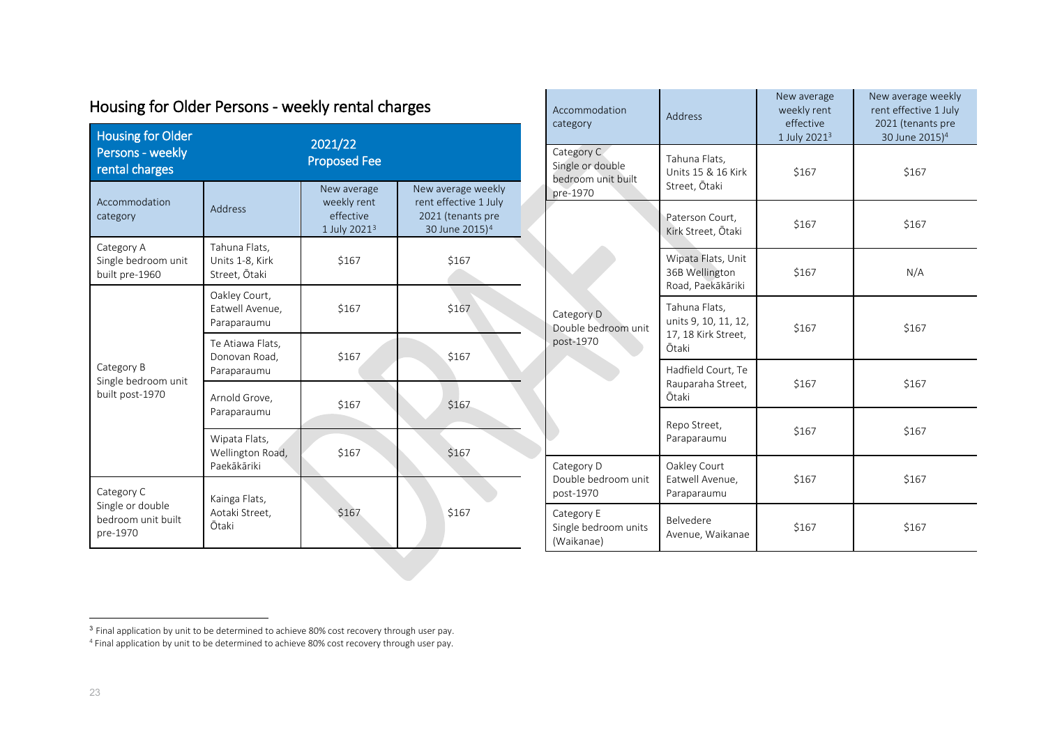## Housing for Older Persons - weekly rental charges

| Housing for Older Persons - weekly rental charges | 2021/22 Proposed Fee | | |
|---|---|---|---|
| Accommodation category | Address | New average weekly rent effective 1 July 2021[3] | New average weekly rent effective 1 July 2021 (tenants pre 30 June 2015)[4] |
| Category A Single bedroom unit built pre-1960 | Tahuna Flats, Units 1-8, Kirk Street, Ōtaki | $167 | $167 |
| Category B Single bedroom unit built post-1970 | Oakley Court, Eatwell Avenue, Paraparaumu | $167 | $167 |
| | Te Atiawa Flats, Donovan Road, Paraparaumu | $167 | $167 |
| | Arnold Grove, Paraparaumu | $167 | $167 |
| | Wipata Flats, Wellington Road, Paekākāriki | $167 | $167 |
| Category C Single or double bedroom unit built pre-1970 | Kainga Flats, Aotaki Street, Ōtaki | $167 | $167 |
| Category C Single or double bedroom unit built pre-1970 | Tahuna Flats, Units 15 & 16 Kirk Street, Ōtaki | $167 | $167 |
| Category D Double bedroom unit post-1970 | Paterson Court, Kirk Street, Ōtaki | $167 | $167 |
| | Wipata Flats, Unit 36B Wellington Road, Paekākāriki | $167 | N/A |
| | Tahuna Flats, units 9, 10, 11, 12, 17, 18 Kirk Street, Ōtaki | $167 | $167 |
| | Hadfield Court, Te Rauparaha Street, Ōtaki | $167 | $167 |
| | Repo Street, Paraparaumu | $167 | $167 |
| Category D Double bedroom unit post-1970 | Oakley Court Eatwell Avenue, Paraparaumu | $167 | $167 |
| Category E Single bedroom units (Waikanae) | Belvedere Avenue, Waikanae | $167 | $167 |

[3] Final application by unit to be determined to achieve 80% cost recovery through user pay.

[4] Final application by unit to be determined to achieve 80% cost recovery through user pay.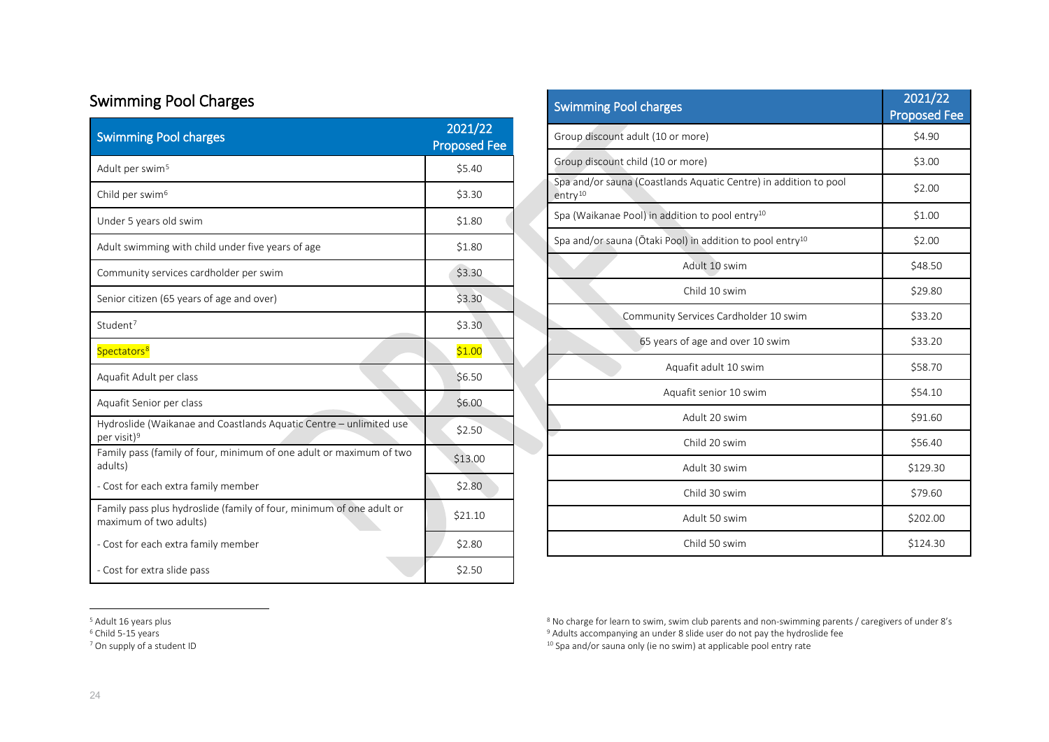## Swimming Pool Charges

| Swimming Pool charges | 2021/22 Proposed Fee |
|---|---|
| Adult per swim[5] | $5.40 |
| Child per swim[6] | $3.30 |
| Under 5 years old swim | $1.80 |
| Adult swimming with child under five years of age | $1.80 |
| Community services cardholder per swim | $3.30 |
| Senior citizen (65 years of age and over) | $3.30 |
| Student[7] | $3.30 |
| Spectators[8] | $1.00 |
| Aquafit Adult per class | $6.50 |
| Aquafit Senior per class | $6.00 |
| Hydroslide (Waikanae and Coastlands Aquatic Centre – unlimited use per visit)[9] | $2.50 |
| Family pass (family of four, minimum of one adult or maximum of two adults) | $13.00 |
| - Cost for each extra family member | $2.80 |
| Family pass plus hydroslide (family of four, minimum of one adult or maximum of two adults) | $21.10 |
| - Cost for each extra family member | $2.80 |
| - Cost for extra slide pass | $2.50 |
| Group discount adult (10 or more) | $4.90 |
| Group discount child (10 or more) | $3.00 |
| Spa and/or sauna (Coastlands Aquatic Centre) in addition to pool entry[10] | $2.00 |
| Spa (Waikanae Pool) in addition to pool entry[10] | $1.00 |
| Spa and/or sauna (Ōtaki Pool) in addition to pool entry[10] | $2.00 |
| Adult 10 swim | $48.50 |
| Child 10 swim | $29.80 |
| Community Services Cardholder 10 swim | $33.20 |
| 65 years of age and over 10 swim | $33.20 |
| Aquafit adult 10 swim | $58.70 |
| Aquafit senior 10 swim | $54.10 |
| Adult 20 swim | $91.60 |
| Child 20 swim | $56.40 |
| Adult 30 swim | $129.30 |
| Child 30 swim | $79.60 |
| Adult 50 swim | $202.00 |
| Child 50 swim | $124.30 |

[5] Adult 16 years plus
[6] Child 5-15 years
[7] On supply of a student ID
[8] No charge for learn to swim, swim club parents and non-swimming parents / caregivers of under 8's
[9] Adults accompanying an under 8 slide user do not pay the hydroslide fee
[10] Spa and/or sauna only (ie no swim) at applicable pool entry rate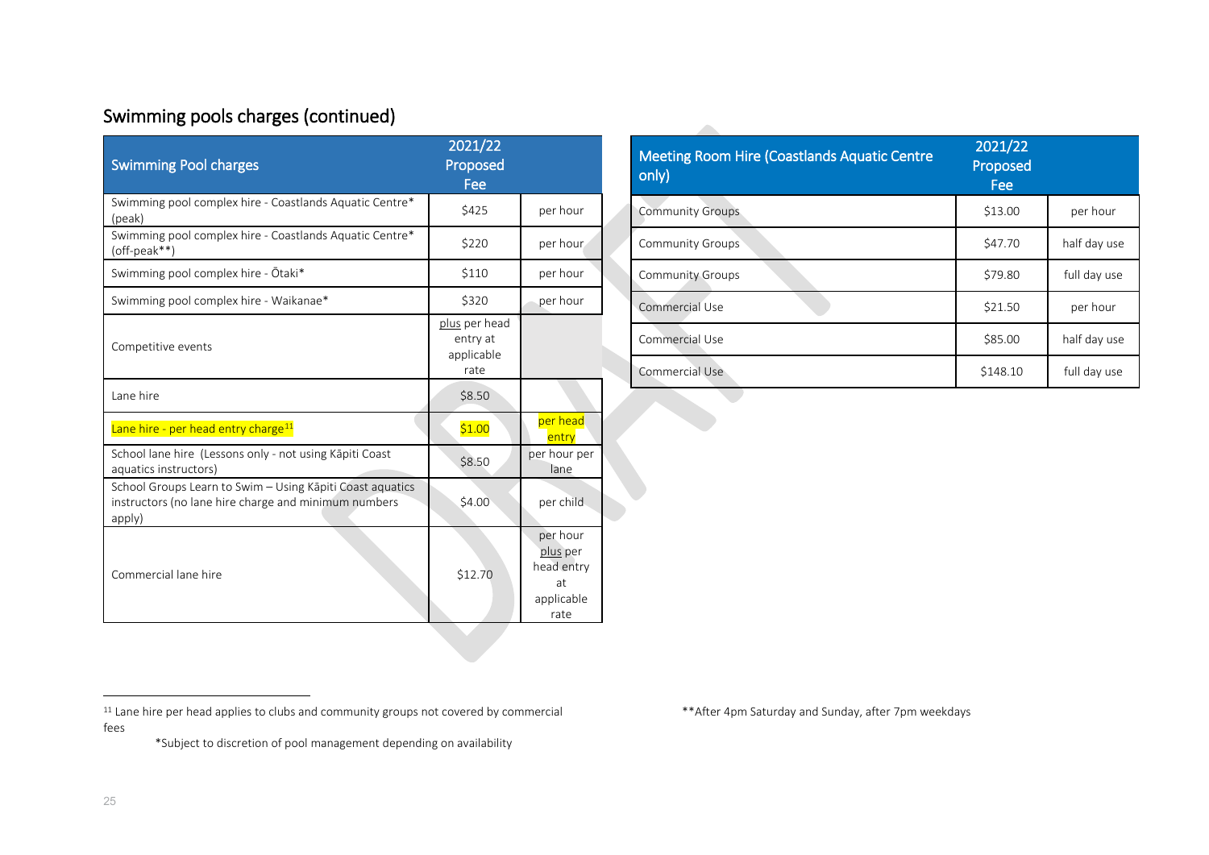## Swimming pools charges (continued)

| Swimming Pool charges | 2021/22 Proposed Fee | |
|---|---|---|
| Swimming pool complex hire - Coastlands Aquatic Centre* (peak) | $425 | per hour |
| Swimming pool complex hire - Coastlands Aquatic Centre* (off-peak**) | $220 | per hour |
| Swimming pool complex hire - Ōtaki* | $110 | per hour |
| Swimming pool complex hire - Waikanae* | $320 | per hour |
| Competitive events | plus per head entry at applicable rate | |
| Lane hire | $8.50 | |
| Lane hire - per head entry charge[11] | $1.00 | per head entry |
| School lane hire (Lessons only - not using Kāpiti Coast aquatics instructors) | $8.50 | per hour per lane |
| School Groups Learn to Swim – Using Kāpiti Coast aquatics instructors (no lane hire charge and minimum numbers apply) | $4.00 | per child |
| Commercial lane hire | $12.70 | per hour plus per head entry at applicable rate |

| Meeting Room Hire (Coastlands Aquatic Centre only) | 2021/22 Proposed Fee | |
|---|---|---|
| Community Groups | $13.00 | per hour |
| Community Groups | $47.70 | half day use |
| Community Groups | $79.80 | full day use |
| Commercial Use | $21.50 | per hour |
| Commercial Use | $85.00 | half day use |
| Commercial Use | $148.10 | full day use |

[11] Lane hire per head applies to clubs and community groups not covered by commercial fees

*Subject to discretion of pool management depending on availability

**After 4pm Saturday and Sunday, after 7pm weekdays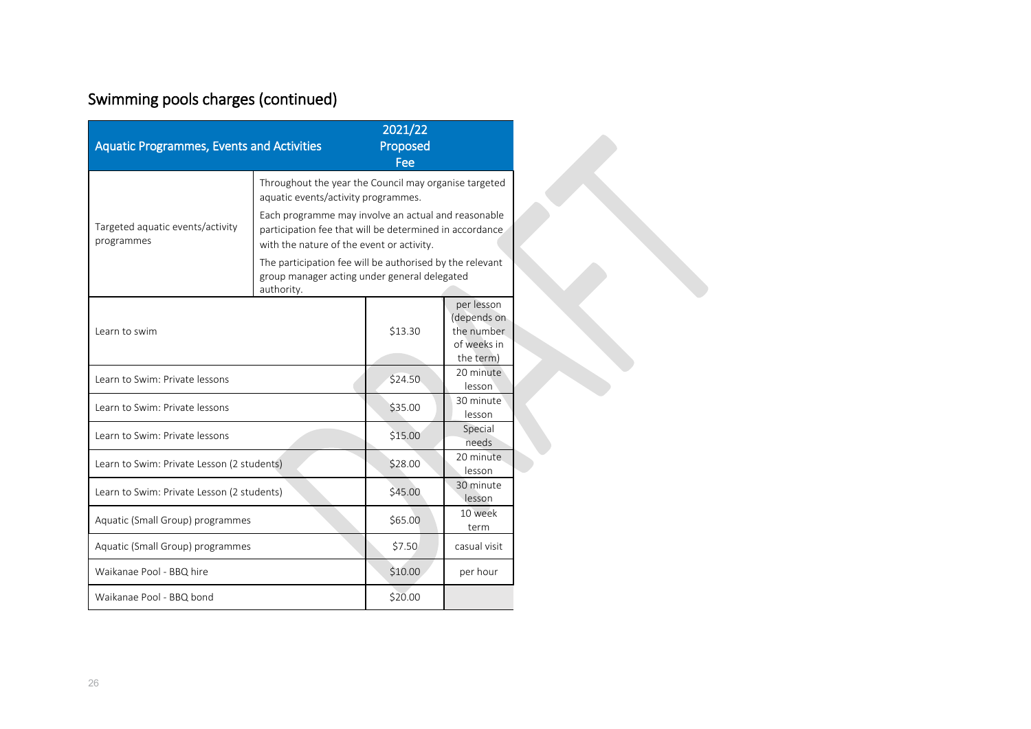## Swimming pools charges (continued)

| Aquatic Programmes, Events and Activities | 2021/22 Proposed Fee | |
|---|---|---|
| Targeted aquatic events/activity programmes | Throughout the year the Council may organise targeted aquatic events/activity programmes.<br>Each programme may involve an actual and reasonable participation fee that will be determined in accordance with the nature of the event or activity.<br>The participation fee will be authorised by the relevant group manager acting under general delegated authority. | |
| Learn to swim | $13.30 | per lesson (depends on the number of weeks in the term) |
| Learn to Swim: Private lessons | $24.50 | 20 minute lesson |
| Learn to Swim: Private lessons | $35.00 | 30 minute lesson |
| Learn to Swim: Private lessons | $15.00 | Special needs |
| Learn to Swim: Private Lesson (2 students) | $28.00 | 20 minute lesson |
| Learn to Swim: Private Lesson (2 students) | $45.00 | 30 minute lesson |
| Aquatic (Small Group) programmes | $65.00 | 10 week term |
| Aquatic (Small Group) programmes | $7.50 | casual visit |
| Waikanae Pool - BBQ hire | $10.00 | per hour |
| Waikanae Pool - BBQ bond | $20.00 | |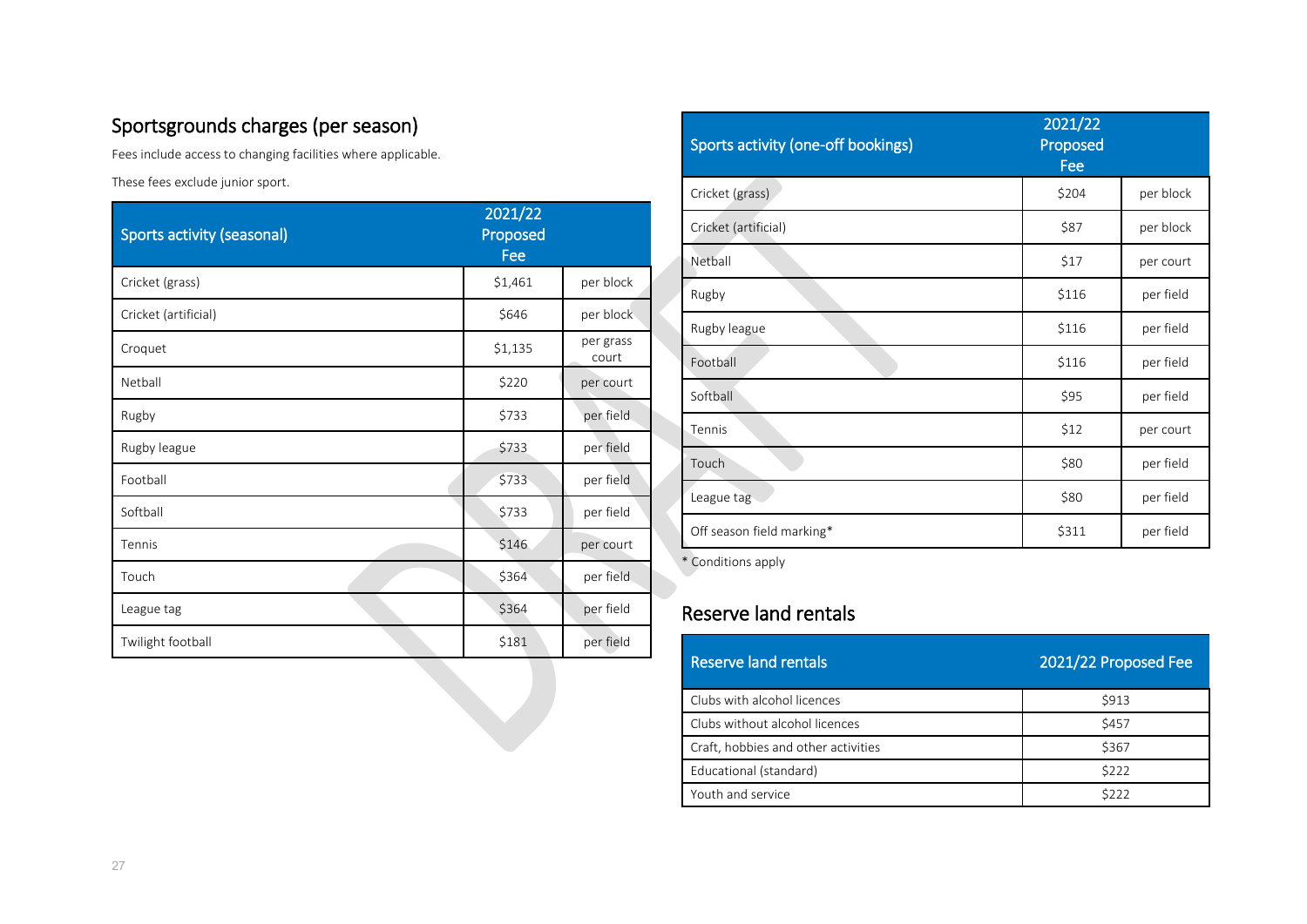## Sportsgrounds charges (per season)

Fees include access to changing facilities where applicable.

These fees exclude junior sport.

| Sports activity (seasonal) | 2021/22 Proposed Fee | |
|---|---|---|
| Cricket (grass) | $1,461 | per block |
| Cricket (artificial) | $646 | per block |
| Croquet | $1,135 | per grass court |
| Netball | $220 | per court |
| Rugby | $733 | per field |
| Rugby league | $733 | per field |
| Football | $733 | per field |
| Softball | $733 | per field |
| Tennis | $146 | per court |
| Touch | $364 | per field |
| League tag | $364 | per field |
| Twilight football | $181 | per field |

| Sports activity (one-off bookings) | 2021/22 Proposed Fee | |
|---|---|---|
| Cricket (grass) | $204 | per block |
| Cricket (artificial) | $87 | per block |
| Netball | $17 | per court |
| Rugby | $116 | per field |
| Rugby league | $116 | per field |
| Football | $116 | per field |
| Softball | $95 | per field |
| Tennis | $12 | per court |
| Touch | $80 | per field |
| League tag | $80 | per field |
| Off season field marking* | $311 | per field |

* Conditions apply

## Reserve land rentals

| Reserve land rentals | 2021/22 Proposed Fee |
|---|---|
| Clubs with alcohol licences | $913 |
| Clubs without alcohol licences | $457 |
| Craft, hobbies and other activities | $367 |
| Educational (standard) | $222 |
| Youth and service | $222 |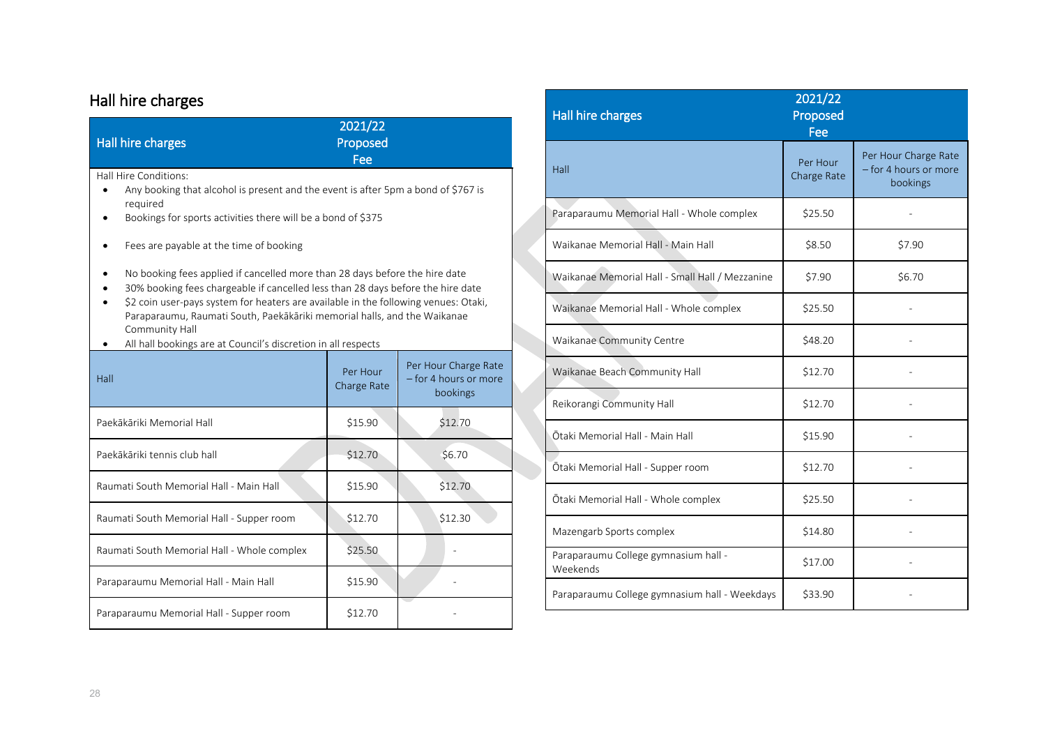## Hall hire charges

| Hall hire charges | 2021/22 Proposed Fee | |
|---|---|---|

Hall Hire Conditions:

- Any booking that alcohol is present and the event is after 5pm a bond of $767 is required
- Bookings for sports activities there will be a bond of $375
- Fees are payable at the time of booking
- No booking fees applied if cancelled more than 28 days before the hire date
- 30% booking fees chargeable if cancelled less than 28 days before the hire date
- $2 coin user-pays system for heaters are available in the following venues: Otaki, Paraparaumu, Raumati South, Paekākāriki memorial halls, and the Waikanae Community Hall
- All hall bookings are at Council's discretion in all respects

| Hall | Per Hour Charge Rate | Per Hour Charge Rate – for 4 hours or more bookings |
|---|---|---|
| Paekākāriki Memorial Hall | $15.90 | $12.70 |
| Paekākāriki tennis club hall | $12.70 | $6.70 |
| Raumati South Memorial Hall - Main Hall | $15.90 | $12.70 |
| Raumati South Memorial Hall - Supper room | $12.70 | $12.30 |
| Raumati South Memorial Hall - Whole complex | $25.50 | - |
| Paraparaumu Memorial Hall - Main Hall | $15.90 | - |
| Paraparaumu Memorial Hall - Supper room | $12.70 | - |
| Paraparaumu Memorial Hall - Whole complex | $25.50 | - |
| Waikanae Memorial Hall - Main Hall | $8.50 | $7.90 |
| Waikanae Memorial Hall - Small Hall / Mezzanine | $7.90 | $6.70 |
| Waikanae Memorial Hall - Whole complex | $25.50 | - |
| Waikanae Community Centre | $48.20 | - |
| Waikanae Beach Community Hall | $12.70 | - |
| Reikorangi Community Hall | $12.70 | - |
| Ōtaki Memorial Hall - Main Hall | $15.90 | - |
| Ōtaki Memorial Hall - Supper room | $12.70 | - |
| Ōtaki Memorial Hall - Whole complex | $25.50 | - |
| Mazengarb Sports complex | $14.80 | - |
| Paraparaumu College gymnasium hall - Weekends | $17.00 | - |
| Paraparaumu College gymnasium hall - Weekdays | $33.90 | - |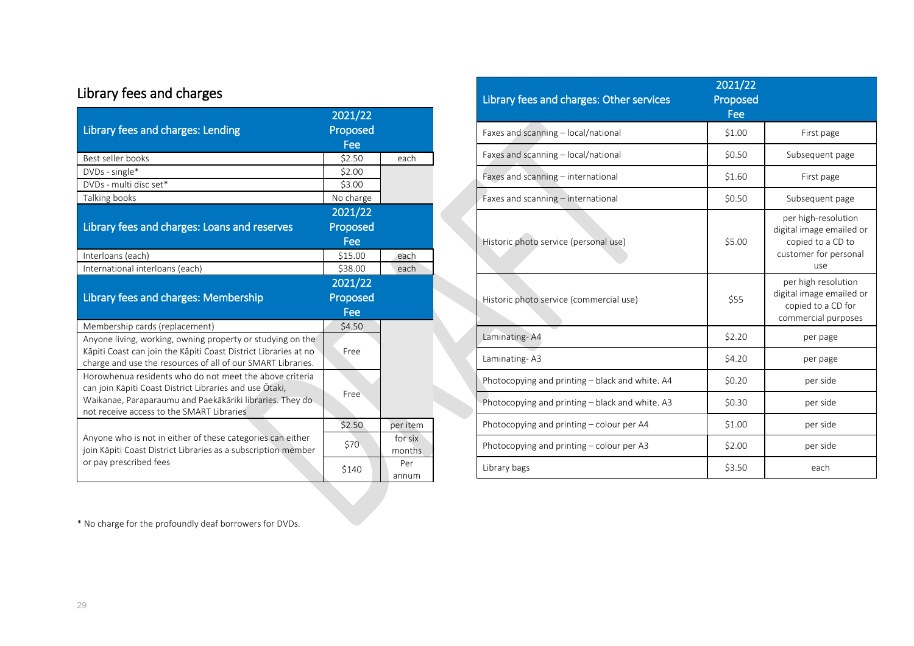## Library fees and charges

| Library fees and charges: Lending | 2021/22 Proposed Fee | |
|---|---|---|
| Best seller books | $2.50 | each |
| DVDs - single* | $2.00 | |
| DVDs - multi disc set* | $3.00 | |
| Talking books | No charge | |

| Library fees and charges: Loans and reserves | 2021/22 Proposed Fee | |
|---|---|---|
| Interloans (each) | $15.00 | each |
| International interloans (each) | $38.00 | each |

| Library fees and charges: Membership | 2021/22 Proposed Fee | |
|---|---|---|
| Membership cards (replacement) | $4.50 | |
| Anyone living, working, owning property or studying on the Kāpiti Coast can join the Kāpiti Coast District Libraries at no charge and use the resources of all of our SMART Libraries. | Free | |
| Horowhenua residents who do not meet the above criteria can join Kāpiti Coast District Libraries and use Ōtaki, Waikanae, Paraparaumu and Paekākāriki libraries. They do not receive access to the SMART Libraries | Free | |
| Anyone who is not in either of these categories can either join Kāpiti Coast District Libraries as a subscription member or pay prescribed fees | $2.50 | per item |
| | $70 | for six months |
| | $140 | Per annum |

\* No charge for the profoundly deaf borrowers for DVDs.

| Library fees and charges: Other services | 2021/22 Proposed Fee | |
|---|---|---|
| Faxes and scanning – local/national | $1.00 | First page |
| Faxes and scanning – local/national | $0.50 | Subsequent page |
| Faxes and scanning – international | $1.60 | First page |
| Faxes and scanning – international | $0.50 | Subsequent page |
| Historic photo service (personal use) | $5.00 | per high-resolution digital image emailed or copied to a CD to customer for personal use |
| Historic photo service (commercial use) | $55 | per high resolution digital image emailed or copied to a CD for commercial purposes |
| Laminating- A4 | $2.20 | per page |
| Laminating- A3 | $4.20 | per page |
| Photocopying and printing – black and white. A4 | $0.20 | per side |
| Photocopying and printing – black and white. A3 | $0.30 | per side |
| Photocopying and printing – colour per A4 | $1.00 | per side |
| Photocopying and printing – colour per A3 | $2.00 | per side |
| Library bags | $3.50 | each |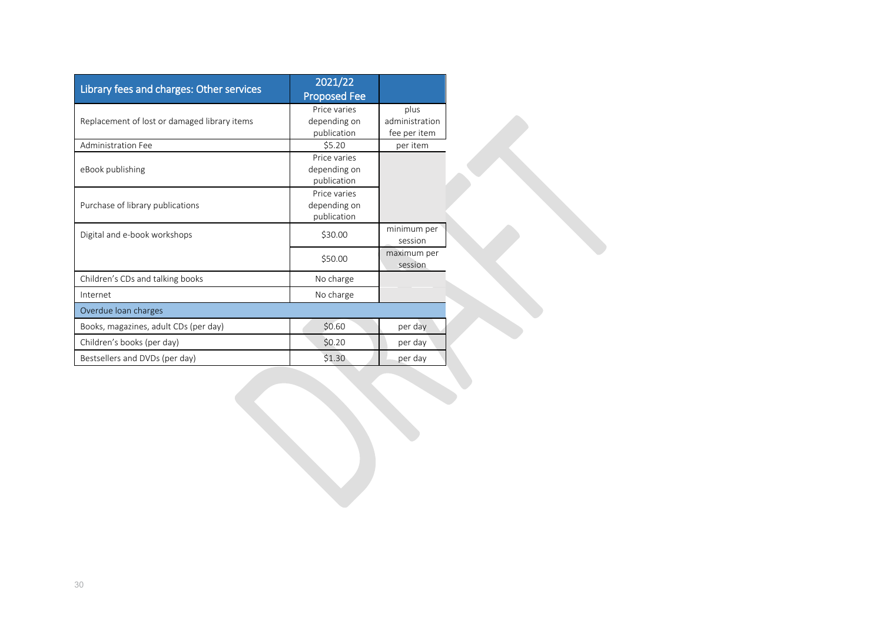| Library fees and charges: Other services | 2021/22 Proposed Fee | |
|---|---|---|
| Replacement of lost or damaged library items | Price varies depending on publication | plus administration fee per item |
| Administration Fee | $5.20 | per item |
| eBook publishing | Price varies depending on publication | |
| Purchase of library publications | Price varies depending on publication | |
| Digital and e-book workshops | $30.00 | minimum per session |
| | $50.00 | maximum per session |
| Children's CDs and talking books | No charge | |
| Internet | No charge | |
| Overdue loan charges | | |
| Books, magazines, adult CDs (per day) | $0.60 | per day |
| Children's books (per day) | $0.20 | per day |
| Bestsellers and DVDs (per day) | $1.30 | per day |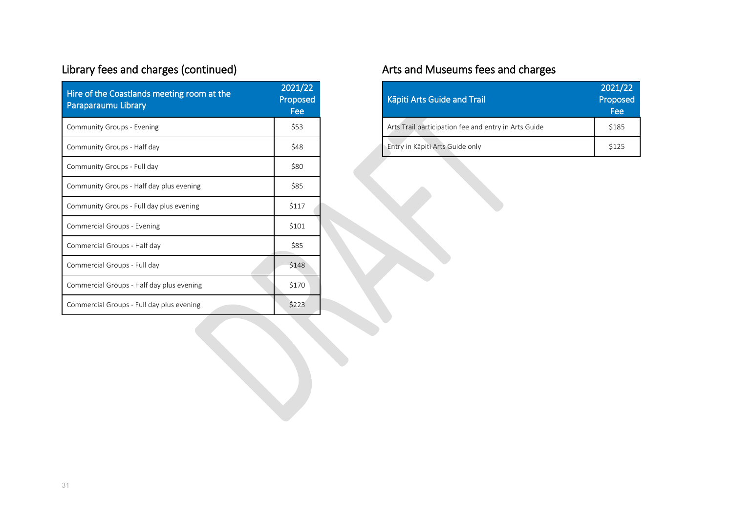## Library fees and charges (continued)

| Hire of the Coastlands meeting room at the Paraparaumu Library | 2021/22 Proposed Fee |
|---|---|
| Community Groups - Evening | $53 |
| Community Groups - Half day | $48 |
| Community Groups - Full day | $80 |
| Community Groups - Half day plus evening | $85 |
| Community Groups - Full day plus evening | $117 |
| Commercial Groups - Evening | $101 |
| Commercial Groups - Half day | $85 |
| Commercial Groups - Full day | $148 |
| Commercial Groups - Half day plus evening | $170 |
| Commercial Groups - Full day plus evening | $223 |

## Arts and Museums fees and charges

| Kāpiti Arts Guide and Trail | 2021/22 Proposed Fee |
|---|---|
| Arts Trail participation fee and entry in Arts Guide | $185 |
| Entry in Kāpiti Arts Guide only | $125 |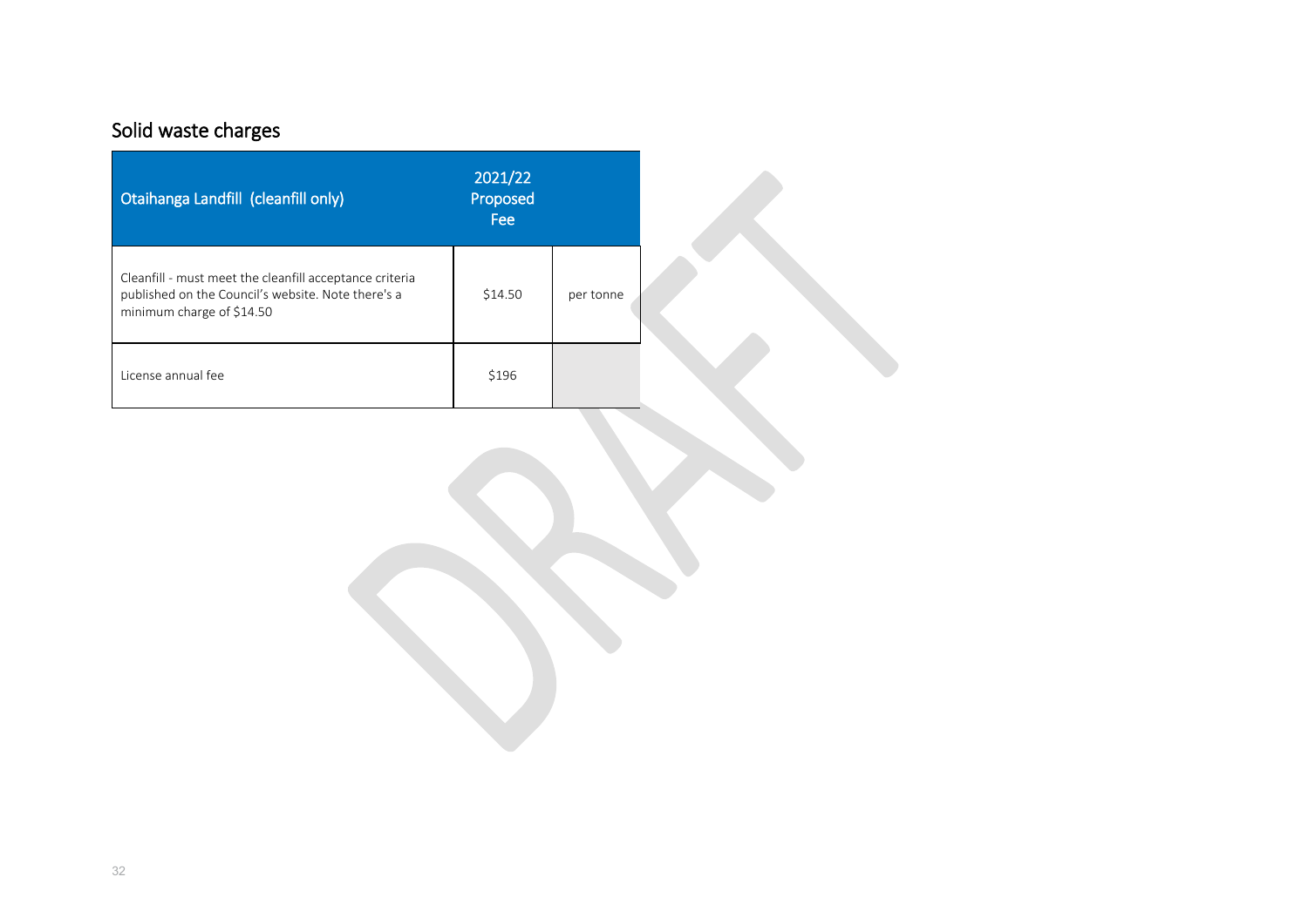## Solid waste charges

| Otaihanga Landfill (cleanfill only) | 2021/22 Proposed Fee | |
|---|---|---|
| Cleanfill - must meet the cleanfill acceptance criteria published on the Council's website. Note there's a minimum charge of $14.50 | $14.50 | per tonne |
| License annual fee | $196 | |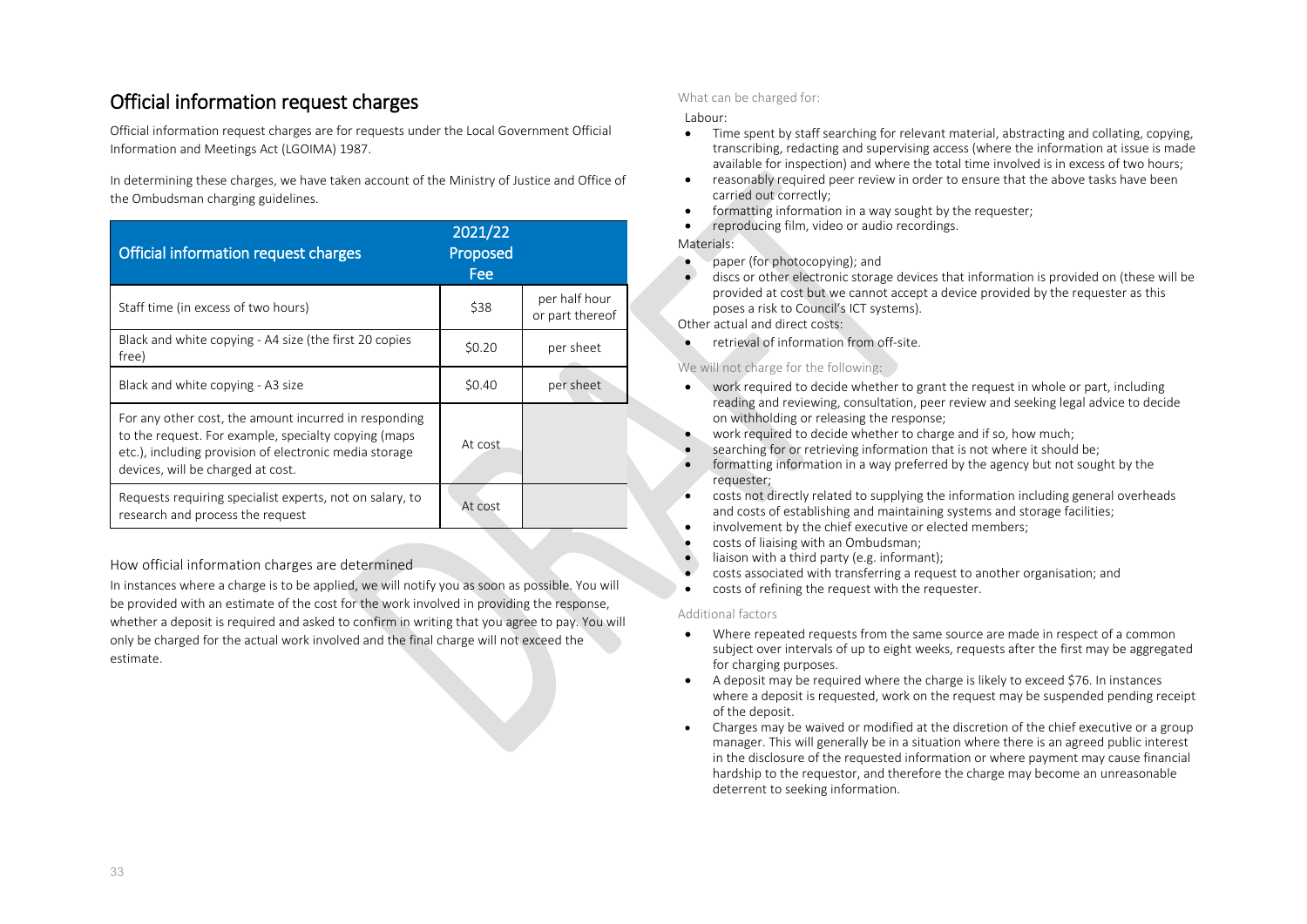## Official information request charges

Official information request charges are for requests under the Local Government Official Information and Meetings Act (LGOIMA) 1987.

In determining these charges, we have taken account of the Ministry of Justice and Office of the Ombudsman charging guidelines.

| Official information request charges | 2021/22 Proposed Fee | |
|---|---|---|
| Staff time (in excess of two hours) | $38 | per half hour or part thereof |
| Black and white copying - A4 size (the first 20 copies free) | $0.20 | per sheet |
| Black and white copying - A3 size | $0.40 | per sheet |
| For any other cost, the amount incurred in responding to the request. For example, specialty copying (maps etc.), including provision of electronic media storage devices, will be charged at cost. | At cost | |
| Requests requiring specialist experts, not on salary, to research and process the request | At cost | |

### How official information charges are determined

In instances where a charge is to be applied, we will notify you as soon as possible. You will be provided with an estimate of the cost for the work involved in providing the response, whether a deposit is required and asked to confirm in writing that you agree to pay. You will only be charged for the actual work involved and the final charge will not exceed the estimate.

### What can be charged for:

Labour:

- Time spent by staff searching for relevant material, abstracting and collating, copying, transcribing, redacting and supervising access (where the information at issue is made available for inspection) and where the total time involved is in excess of two hours;
- reasonably required peer review in order to ensure that the above tasks have been carried out correctly;
- formatting information in a way sought by the requester;
- reproducing film, video or audio recordings.

Materials:

- paper (for photocopying); and
- discs or other electronic storage devices that information is provided on (these will be provided at cost but we cannot accept a device provided by the requester as this poses a risk to Council's ICT systems).

Other actual and direct costs:

- retrieval of information from off-site.

### We will not charge for the following:

- work required to decide whether to grant the request in whole or part, including reading and reviewing, consultation, peer review and seeking legal advice to decide on withholding or releasing the response;
- work required to decide whether to charge and if so, how much;
- searching for or retrieving information that is not where it should be;
- formatting information in a way preferred by the agency but not sought by the requester;
- costs not directly related to supplying the information including general overheads and costs of establishing and maintaining systems and storage facilities;
- involvement by the chief executive or elected members;
- costs of liaising with an Ombudsman;
- liaison with a third party (e.g. informant);
- costs associated with transferring a request to another organisation; and
- costs of refining the request with the requester.

### Additional factors

- Where repeated requests from the same source are made in respect of a common subject over intervals of up to eight weeks, requests after the first may be aggregated for charging purposes.
- A deposit may be required where the charge is likely to exceed $76. In instances where a deposit is requested, work on the request may be suspended pending receipt of the deposit.
- Charges may be waived or modified at the discretion of the chief executive or a group manager. This will generally be in a situation where there is an agreed public interest in the disclosure of the requested information or where payment may cause financial hardship to the requestor, and therefore the charge may become an unreasonable deterrent to seeking information.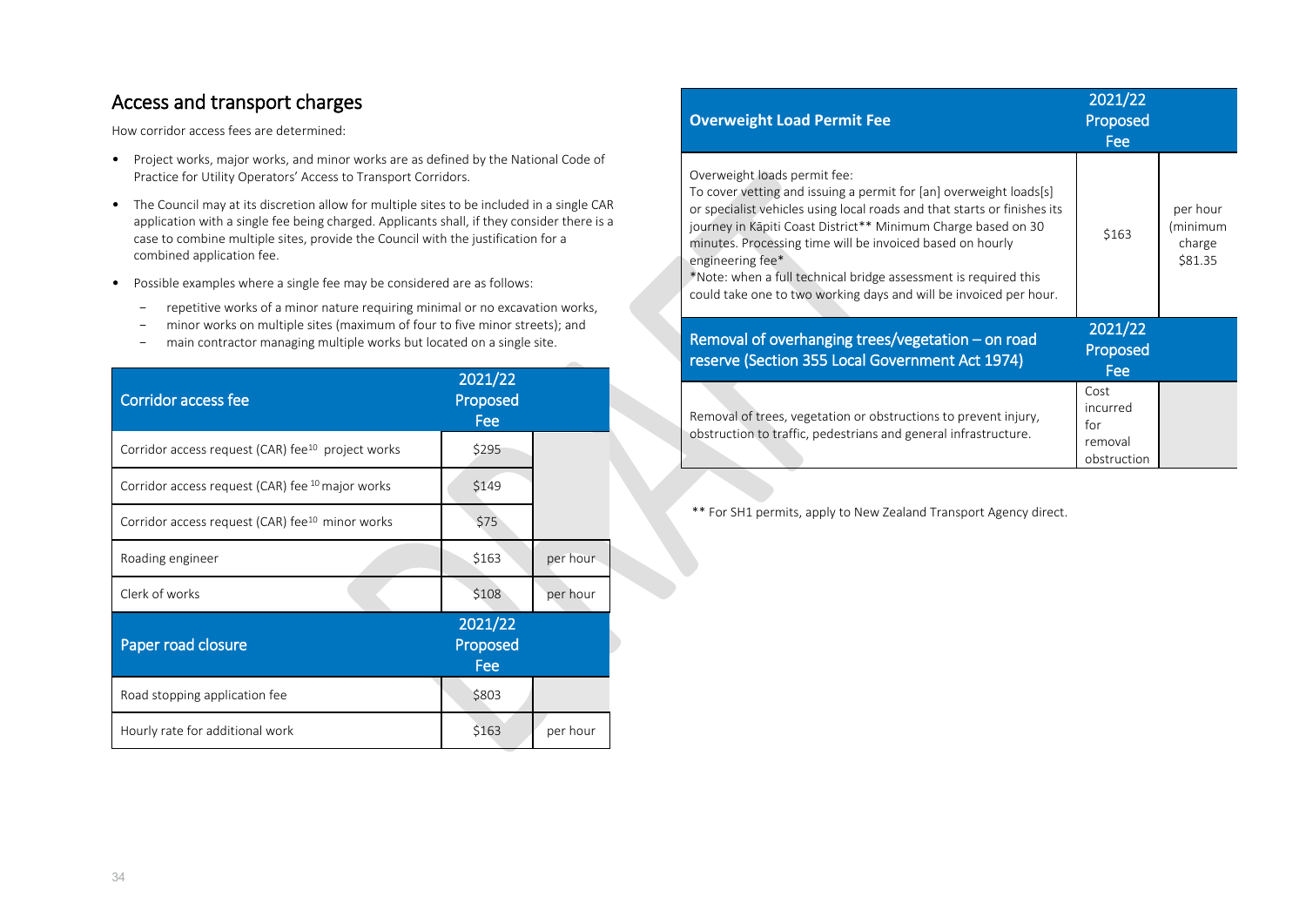## Access and transport charges

How corridor access fees are determined:

- Project works, major works, and minor works are as defined by the National Code of Practice for Utility Operators' Access to Transport Corridors.
- The Council may at its discretion allow for multiple sites to be included in a single CAR application with a single fee being charged. Applicants shall, if they consider there is a case to combine multiple sites, provide the Council with the justification for a combined application fee.
- Possible examples where a single fee may be considered are as follows:
  - repetitive works of a minor nature requiring minimal or no excavation works,
  - minor works on multiple sites (maximum of four to five minor streets); and
  - main contractor managing multiple works but located on a single site.

| Corridor access fee | 2021/22 Proposed Fee | |
|---|---|---|
| Corridor access request (CAR) fee[10] project works | $295 | |
| Corridor access request (CAR) fee[10] major works | $149 | |
| Corridor access request (CAR) fee[10] minor works | $75 | |
| Roading engineer | $163 | per hour |
| Clerk of works | $108 | per hour |

| Paper road closure | 2021/22 Proposed Fee | |
|---|---|---|
| Road stopping application fee | $803 | |
| Hourly rate for additional work | $163 | per hour |

| Overweight Load Permit Fee | 2021/22 Proposed Fee | |
|---|---|---|
| Overweight loads permit fee: To cover vetting and issuing a permit for [an] overweight loads[s] or specialist vehicles using local roads and that starts or finishes its journey in Kāpiti Coast District** Minimum Charge based on 30 minutes. Processing time will be invoiced based on hourly engineering fee* *Note: when a full technical bridge assessment is required this could take one to two working days and will be invoiced per hour. | $163 | per hour (minimum charge $81.35 |

| Removal of overhanging trees/vegetation – on road reserve (Section 355 Local Government Act 1974) | 2021/22 Proposed Fee | |
|---|---|---|
| Removal of trees, vegetation or obstructions to prevent injury, obstruction to traffic, pedestrians and general infrastructure. | Cost incurred for removal obstruction | |

** For SH1 permits, apply to New Zealand Transport Agency direct.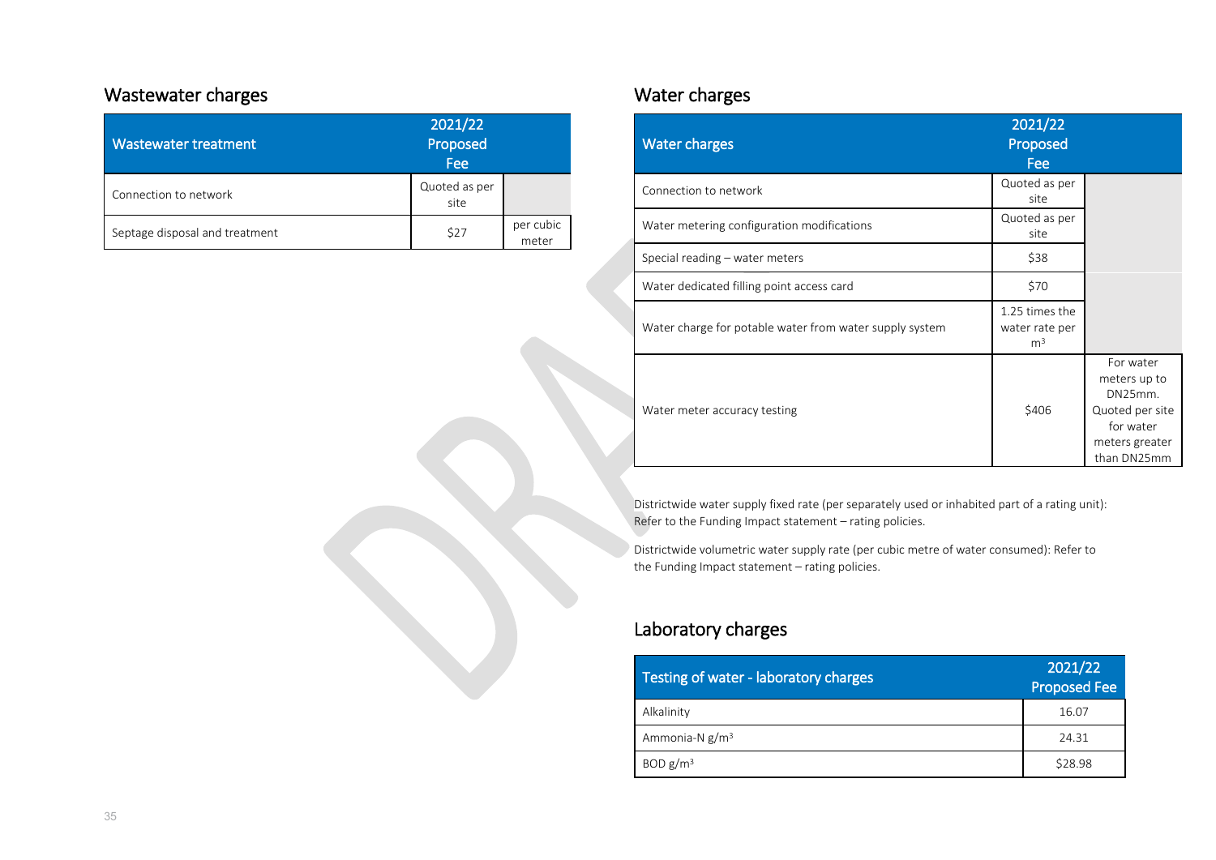## Wastewater charges

| Wastewater treatment | 2021/22 Proposed Fee | |
|---|---|---|
| Connection to network | Quoted as per site | |
| Septage disposal and treatment | $27 | per cubic meter |

## Water charges

| Water charges | 2021/22 Proposed Fee | |
|---|---|---|
| Connection to network | Quoted as per site | |
| Water metering configuration modifications | Quoted as per site | |
| Special reading – water meters | $38 | |
| Water dedicated filling point access card | $70 | |
| Water charge for potable water from water supply system | 1.25 times the water rate per $m^3$ | |
| Water meter accuracy testing | $406 | For water meters up to DN25mm. Quoted per site for water meters greater than DN25mm |

Districtwide water supply fixed rate (per separately used or inhabited part of a rating unit): Refer to the Funding Impact statement – rating policies.

Districtwide volumetric water supply rate (per cubic metre of water consumed): Refer to the Funding Impact statement – rating policies.

## Laboratory charges

| Testing of water - laboratory charges | 2021/22 Proposed Fee |
|---|---|
| Alkalinity | 16.07 |
| Ammonia-N $g/m^3$ | 24.31 |
| BOD $g/m^3$ | $28.98 |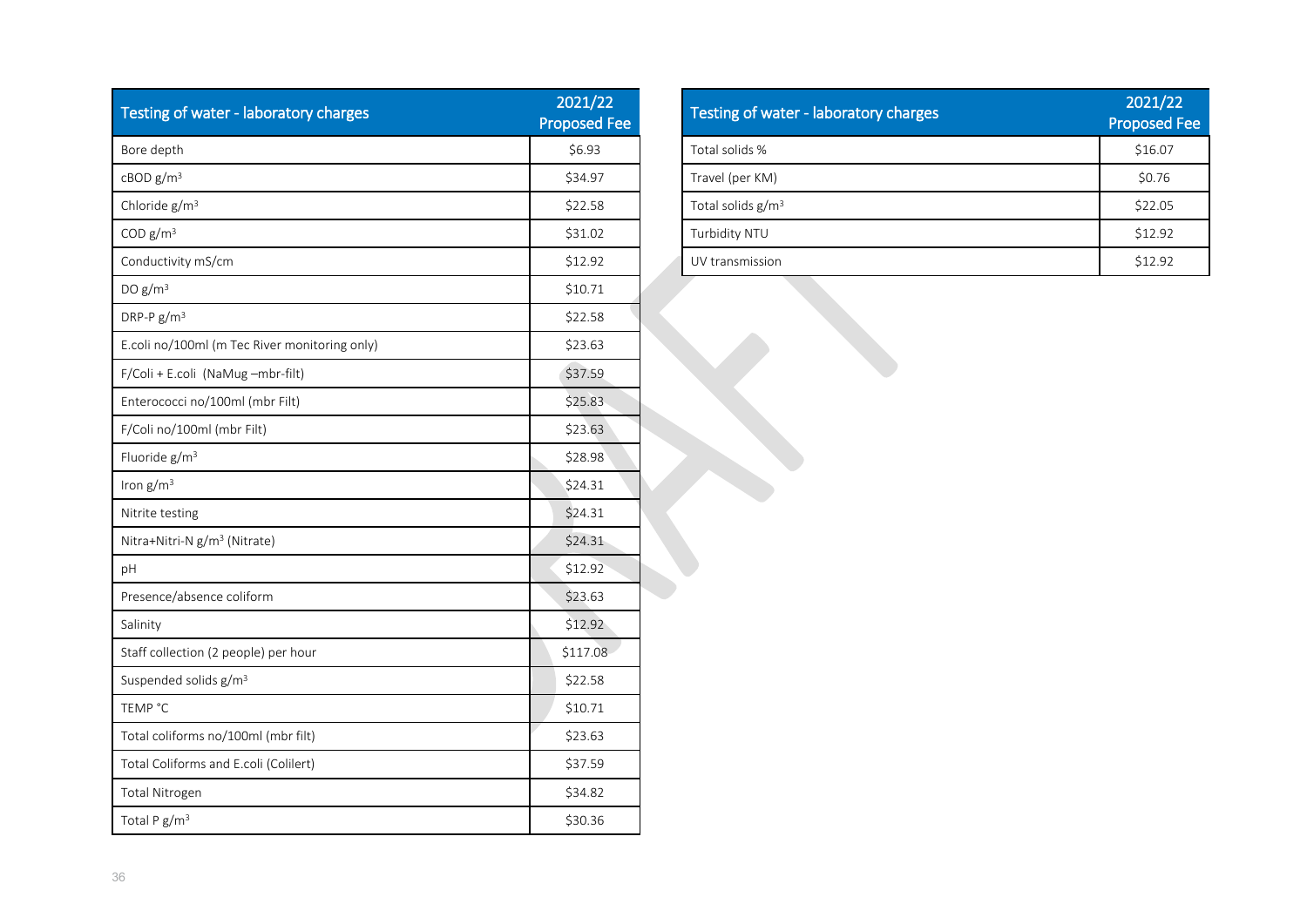| Testing of water - laboratory charges | 2021/22 Proposed Fee |
|---|---|
| Bore depth | $6.93 |
| cBOD g/m³ | $34.97 |
| Chloride g/m³ | $22.58 |
| COD g/m³ | $31.02 |
| Conductivity mS/cm | $12.92 |
| DO g/m³ | $10.71 |
| DRP-P g/m³ | $22.58 |
| E.coli no/100ml (m Tec River monitoring only) | $23.63 |
| F/Coli + E.coli (NaMug –mbr-filt) | $37.59 |
| Enterococci no/100ml (mbr Filt) | $25.83 |
| F/Coli no/100ml (mbr Filt) | $23.63 |
| Fluoride g/m³ | $28.98 |
| Iron g/m³ | $24.31 |
| Nitrite testing | $24.31 |
| Nitra+Nitri-N g/m³ (Nitrate) | $24.31 |
| pH | $12.92 |
| Presence/absence coliform | $23.63 |
| Salinity | $12.92 |
| Staff collection (2 people) per hour | $117.08 |
| Suspended solids g/m³ | $22.58 |
| TEMP °C | $10.71 |
| Total coliforms no/100ml (mbr filt) | $23.63 |
| Total Coliforms and E.coli (Colilert) | $37.59 |
| Total Nitrogen | $34.82 |
| Total P g/m³ | $30.36 |

| Testing of water - laboratory charges | 2021/22 Proposed Fee |
|---|---|
| Total solids % | $16.07 |
| Travel (per KM) | $0.76 |
| Total solids g/m³ | $22.05 |
| Turbidity NTU | $12.92 |
| UV transmission | $12.92 |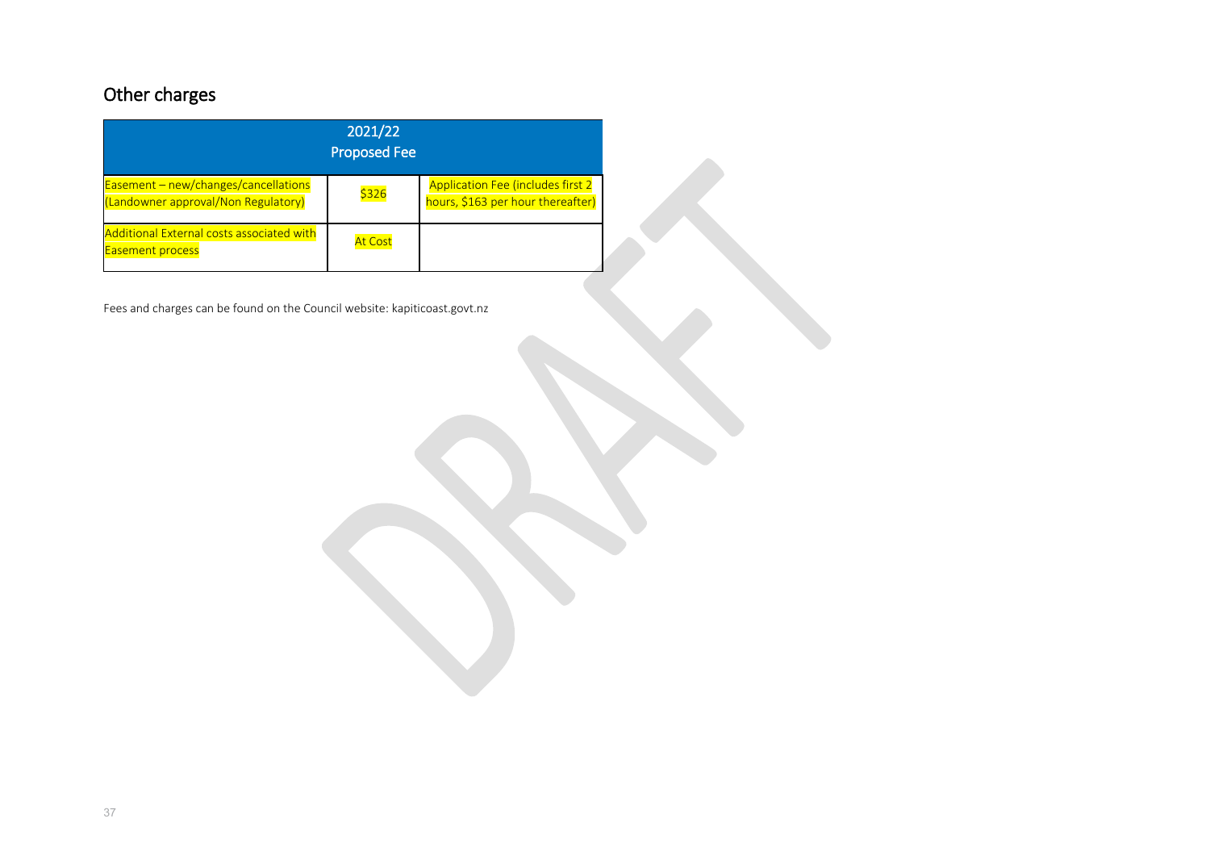## Other charges

| 2021/22 Proposed Fee | | |
|---|---|---|
| Easement – new/changes/cancellations (Landowner approval/Non Regulatory) | $326 | Application Fee (includes first 2 hours, $163 per hour thereafter) |
| Additional External costs associated with Easement process | At Cost | |

Fees and charges can be found on the Council website: kapiticoast.govt.nz